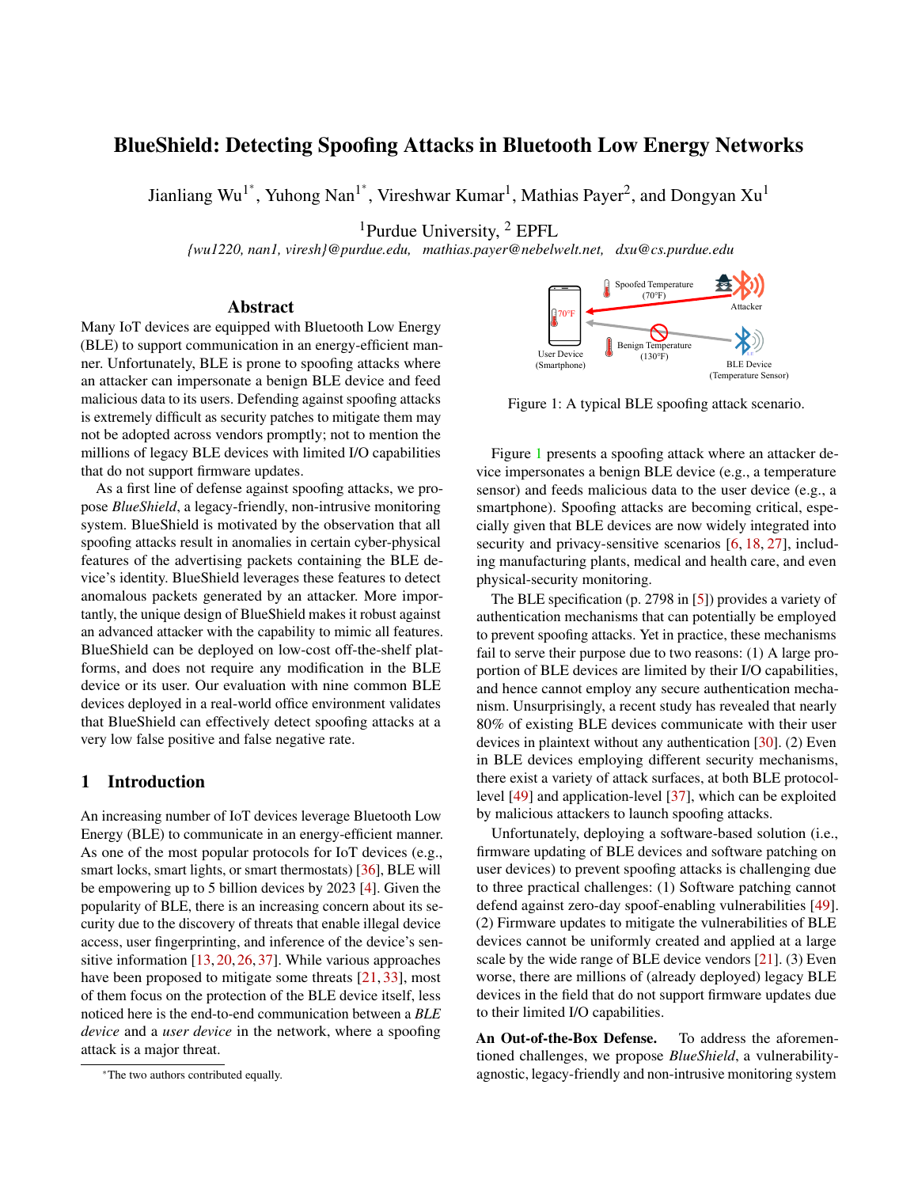# BlueShield: Detecting Spoofing Attacks in Bluetooth Low Energy Networks

Jianliang Wu[1*], Yuhong Nan[1*], Vireshwar Kumar[1], Mathias Payer[2], and Dongyan Xu[1]

[1]Purdue University, [2] EPFL

*{wu1220, nan1, viresh}@purdue.edu, mathias.payer@nebelwelt.net, dxu@cs.purdue.edu*

## Abstract

Many IoT devices are equipped with Bluetooth Low Energy (BLE) to support communication in an energy-efficient manner. Unfortunately, BLE is prone to spoofing attacks where an attacker can impersonate a benign BLE device and feed malicious data to its users. Defending against spoofing attacks is extremely difficult as security patches to mitigate them may not be adopted across vendors promptly; not to mention the millions of legacy BLE devices with limited I/O capabilities that do not support firmware updates.

As a first line of defense against spoofing attacks, we propose *BlueShield*, a legacy-friendly, non-intrusive monitoring system. BlueShield is motivated by the observation that all spoofing attacks result in anomalies in certain cyber-physical features of the advertising packets containing the BLE device's identity. BlueShield leverages these features to detect anomalous packets generated by an attacker. More importantly, the unique design of BlueShield makes it robust against an advanced attacker with the capability to mimic all features. BlueShield can be deployed on low-cost off-the-shelf platforms, and does not require any modification in the BLE device or its user. Our evaluation with nine common BLE devices deployed in a real-world office environment validates that BlueShield can effectively detect spoofing attacks at a very low false positive and false negative rate.

## 1 Introduction

An increasing number of IoT devices leverage Bluetooth Low Energy (BLE) to communicate in an energy-efficient manner. As one of the most popular protocols for IoT devices (e.g., smart locks, smart lights, or smart thermostats) [36], BLE will be empowering up to 5 billion devices by 2023 [4]. Given the popularity of BLE, there is an increasing concern about its security due to the discovery of threats that enable illegal device access, user fingerprinting, and inference of the device's sensitive information [13, 20, 26, 37]. While various approaches have been proposed to mitigate some threats [21, 33], most of them focus on the protection of the BLE device itself, less noticed here is the end-to-end communication between a *BLE device* and a *user device* in the network, where a spoofing attack is a major threat.

[*]The two authors contributed equally.

Spoofed Temperature (70°F)

Attacker

70°F

User Device (Smartphone)

Benign Temperature (130°F)

BLE Device (Temperature Sensor)

Figure 1: A typical BLE spoofing attack scenario.

Figure 1 presents a spoofing attack where an attacker device impersonates a benign BLE device (e.g., a temperature sensor) and feeds malicious data to the user device (e.g., a smartphone). Spoofing attacks are becoming critical, especially given that BLE devices are now widely integrated into security and privacy-sensitive scenarios [6, 18, 27], including manufacturing plants, medical and health care, and even physical-security monitoring.

The BLE specification (p. 2798 in [5]) provides a variety of authentication mechanisms that can potentially be employed to prevent spoofing attacks. Yet in practice, these mechanisms fail to serve their purpose due to two reasons: (1) A large proportion of BLE devices are limited by their I/O capabilities, and hence cannot employ any secure authentication mechanism. Unsurprisingly, a recent study has revealed that nearly 80% of existing BLE devices communicate with their user devices in plaintext without any authentication [30]. (2) Even in BLE devices employing different security mechanisms, there exist a variety of attack surfaces, at both BLE protocol-level [49] and application-level [37], which can be exploited by malicious attackers to launch spoofing attacks.

Unfortunately, deploying a software-based solution (i.e., firmware updating of BLE devices and software patching on user devices) to prevent spoofing attacks is challenging due to three practical challenges: (1) Software patching cannot defend against zero-day spoof-enabling vulnerabilities [49]. (2) Firmware updates to mitigate the vulnerabilities of BLE devices cannot be uniformly created and applied at a large scale by the wide range of BLE device vendors [21]. (3) Even worse, there are millions of (already deployed) legacy BLE devices in the field that do not support firmware updates due to their limited I/O capabilities.

**An Out-of-the-Box Defense.** To address the aforementioned challenges, we propose *BlueShield*, a vulnerability-agnostic, legacy-friendly and non-intrusive monitoring system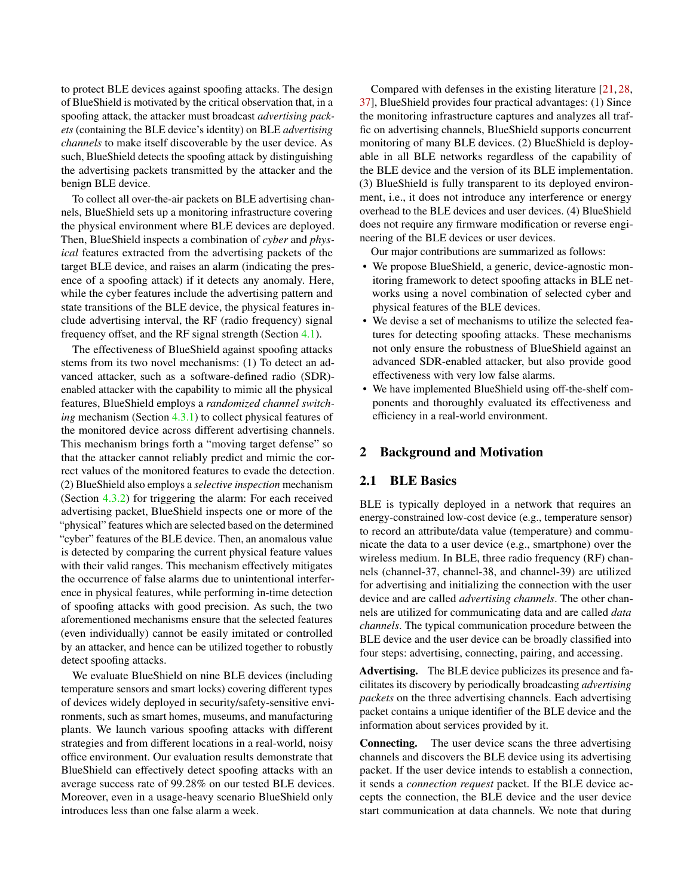to protect BLE devices against spoofing attacks. The design of BlueShield is motivated by the critical observation that, in a spoofing attack, the attacker must broadcast *advertising packets* (containing the BLE device's identity) on BLE *advertising channels* to make itself discoverable by the user device. As such, BlueShield detects the spoofing attack by distinguishing the advertising packets transmitted by the attacker and the benign BLE device.

To collect all over-the-air packets on BLE advertising channels, BlueShield sets up a monitoring infrastructure covering the physical environment where BLE devices are deployed. Then, BlueShield inspects a combination of *cyber* and *physical* features extracted from the advertising packets of the target BLE device, and raises an alarm (indicating the presence of a spoofing attack) if it detects any anomaly. Here, while the cyber features include the advertising pattern and state transitions of the BLE device, the physical features include advertising interval, the RF (radio frequency) signal frequency offset, and the RF signal strength (Section 4.1).

The effectiveness of BlueShield against spoofing attacks stems from its two novel mechanisms: (1) To detect an advanced attacker, such as a software-defined radio (SDR)-enabled attacker with the capability to mimic all the physical features, BlueShield employs a *randomized channel switching* mechanism (Section 4.3.1) to collect physical features of the monitored device across different advertising channels. This mechanism brings forth a "moving target defense" so that the attacker cannot reliably predict and mimic the correct values of the monitored features to evade the detection. (2) BlueShield also employs a *selective inspection* mechanism (Section 4.3.2) for triggering the alarm: For each received advertising packet, BlueShield inspects one or more of the "physical" features which are selected based on the determined "cyber" features of the BLE device. Then, an anomalous value is detected by comparing the current physical feature values with their valid ranges. This mechanism effectively mitigates the occurrence of false alarms due to unintentional interference in physical features, while performing in-time detection of spoofing attacks with good precision. As such, the two aforementioned mechanisms ensure that the selected features (even individually) cannot be easily imitated or controlled by an attacker, and hence can be utilized together to robustly detect spoofing attacks.

We evaluate BlueShield on nine BLE devices (including temperature sensors and smart locks) covering different types of devices widely deployed in security/safety-sensitive environments, such as smart homes, museums, and manufacturing plants. We launch various spoofing attacks with different strategies and from different locations in a real-world, noisy office environment. Our evaluation results demonstrate that BlueShield can effectively detect spoofing attacks with an average success rate of 99.28% on our tested BLE devices. Moreover, even in a usage-heavy scenario BlueShield only introduces less than one false alarm a week.

Compared with defenses in the existing literature [21, 28, 37], BlueShield provides four practical advantages: (1) Since the monitoring infrastructure captures and analyzes all traffic on advertising channels, BlueShield supports concurrent monitoring of many BLE devices. (2) BlueShield is deployable in all BLE networks regardless of the capability of the BLE device and the version of its BLE implementation. (3) BlueShield is fully transparent to its deployed environment, i.e., it does not introduce any interference or energy overhead to the BLE devices and user devices. (4) BlueShield does not require any firmware modification or reverse engineering of the BLE devices or user devices.

Our major contributions are summarized as follows:

- We propose BlueShield, a generic, device-agnostic monitoring framework to detect spoofing attacks in BLE networks using a novel combination of selected cyber and physical features of the BLE devices.
- We devise a set of mechanisms to utilize the selected features for detecting spoofing attacks. These mechanisms not only ensure the robustness of BlueShield against an advanced SDR-enabled attacker, but also provide good effectiveness with very low false alarms.
- We have implemented BlueShield using off-the-shelf components and thoroughly evaluated its effectiveness and efficiency in a real-world environment.

## 2 Background and Motivation

### 2.1 BLE Basics

BLE is typically deployed in a network that requires an energy-constrained low-cost device (e.g., temperature sensor) to record an attribute/data value (temperature) and communicate the data to a user device (e.g., smartphone) over the wireless medium. In BLE, three radio frequency (RF) channels (channel-37, channel-38, and channel-39) are utilized for advertising and initializing the connection with the user device and are called *advertising channels*. The other channels are utilized for communicating data and are called *data channels*. The typical communication procedure between the BLE device and the user device can be broadly classified into four steps: advertising, connecting, pairing, and accessing.

**Advertising.** The BLE device publicizes its presence and facilitates its discovery by periodically broadcasting *advertising packets* on the three advertising channels. Each advertising packet contains a unique identifier of the BLE device and the information about services provided by it.

**Connecting.** The user device scans the three advertising channels and discovers the BLE device using its advertising packet. If the user device intends to establish a connection, it sends a *connection request* packet. If the BLE device accepts the connection, the BLE device and the user device start communication at data channels. We note that during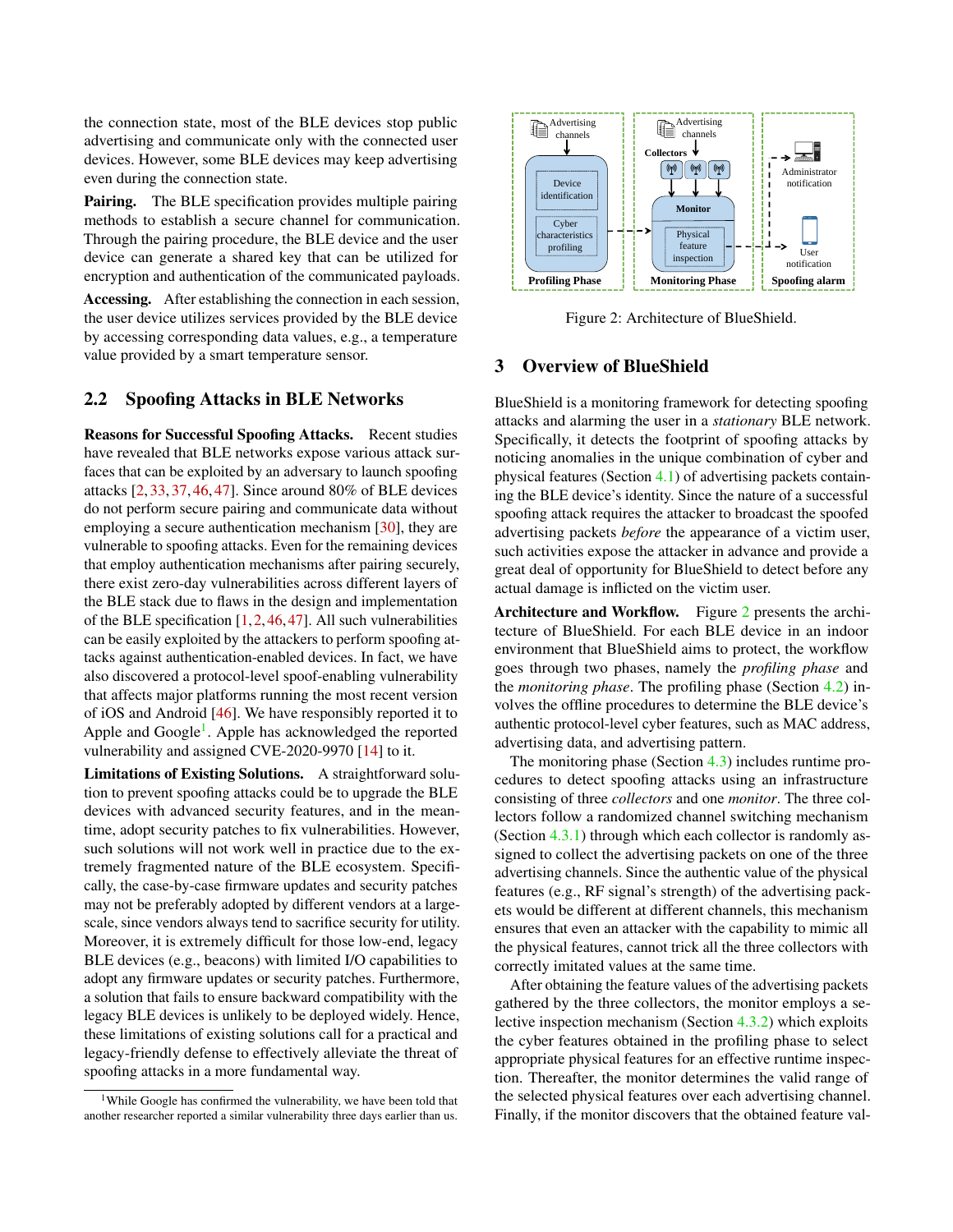the connection state, most of the BLE devices stop public advertising and communicate only with the connected user devices. However, some BLE devices may keep advertising even during the connection state.

**Pairing.** The BLE specification provides multiple pairing methods to establish a secure channel for communication. Through the pairing procedure, the BLE device and the user device can generate a shared key that can be utilized for encryption and authentication of the communicated payloads.

**Accessing.** After establishing the connection in each session, the user device utilizes services provided by the BLE device by accessing corresponding data values, e.g., a temperature value provided by a smart temperature sensor.

## 2.2 Spoofing Attacks in BLE Networks

**Reasons for Successful Spoofing Attacks.** Recent studies have revealed that BLE networks expose various attack surfaces that can be exploited by an adversary to launch spoofing attacks [2, 33, 37, 46, 47]. Since around 80% of BLE devices do not perform secure pairing and communicate data without employing a secure authentication mechanism [30], they are vulnerable to spoofing attacks. Even for the remaining devices that employ authentication mechanisms after pairing securely, there exist zero-day vulnerabilities across different layers of the BLE stack due to flaws in the design and implementation of the BLE specification [1, 2, 46, 47]. All such vulnerabilities can be easily exploited by the attackers to perform spoofing attacks against authentication-enabled devices. In fact, we have also discovered a protocol-level spoof-enabling vulnerability that affects major platforms running the most recent version of iOS and Android [46]. We have responsibly reported it to Apple and Google[1]. Apple has acknowledged the reported vulnerability and assigned CVE-2020-9970 [14] to it.

**Limitations of Existing Solutions.** A straightforward solution to prevent spoofing attacks could be to upgrade the BLE devices with advanced security features, and in the meantime, adopt security patches to fix vulnerabilities. However, such solutions will not work well in practice due to the extremely fragmented nature of the BLE ecosystem. Specifically, the case-by-case firmware updates and security patches may not be preferably adopted by different vendors at a large-scale, since vendors always tend to sacrifice security for utility. Moreover, it is extremely difficult for those low-end, legacy BLE devices (e.g., beacons) with limited I/O capabilities to adopt any firmware updates or security patches. Furthermore, a solution that fails to ensure backward compatibility with the legacy BLE devices is unlikely to be deployed widely. Hence, these limitations of existing solutions call for a practical and legacy-friendly defense to effectively alleviate the threat of spoofing attacks in a more fundamental way.

[1] While Google has confirmed the vulnerability, we have been told that another researcher reported a similar vulnerability three days earlier than us.

Figure 2: Architecture of BlueShield.

# 3 Overview of BlueShield

BlueShield is a monitoring framework for detecting spoofing attacks and alarming the user in a *stationary* BLE network. Specifically, it detects the footprint of spoofing attacks by noticing anomalies in the unique combination of cyber and physical features (Section 4.1) of advertising packets containing the BLE device's identity. Since the nature of a successful spoofing attack requires the attacker to broadcast the spoofed advertising packets *before* the appearance of a victim user, such activities expose the attacker in advance and provide a great deal of opportunity for BlueShield to detect before any actual damage is inflicted on the victim user.

**Architecture and Workflow.** Figure 2 presents the architecture of BlueShield. For each BLE device in an indoor environment that BlueShield aims to protect, the workflow goes through two phases, namely the *profiling phase* and the *monitoring phase*. The profiling phase (Section 4.2) involves the offline procedures to determine the BLE device's authentic protocol-level cyber features, such as MAC address, advertising data, and advertising pattern.

The monitoring phase (Section 4.3) includes runtime procedures to detect spoofing attacks using an infrastructure consisting of three *collectors* and one *monitor*. The three collectors follow a randomized channel switching mechanism (Section 4.3.1) through which each collector is randomly assigned to collect the advertising packets on one of the three advertising channels. Since the authentic value of the physical features (e.g., RF signal's strength) of the advertising packets would be different at different channels, this mechanism ensures that even an attacker with the capability to mimic all the physical features, cannot trick all the three collectors with correctly imitated values at the same time.

After obtaining the feature values of the advertising packets gathered by the three collectors, the monitor employs a selective inspection mechanism (Section 4.3.2) which exploits the cyber features obtained in the profiling phase to select appropriate physical features for an effective runtime inspection. Thereafter, the monitor determines the valid range of the selected physical features over each advertising channel. Finally, if the monitor discovers that the obtained feature val-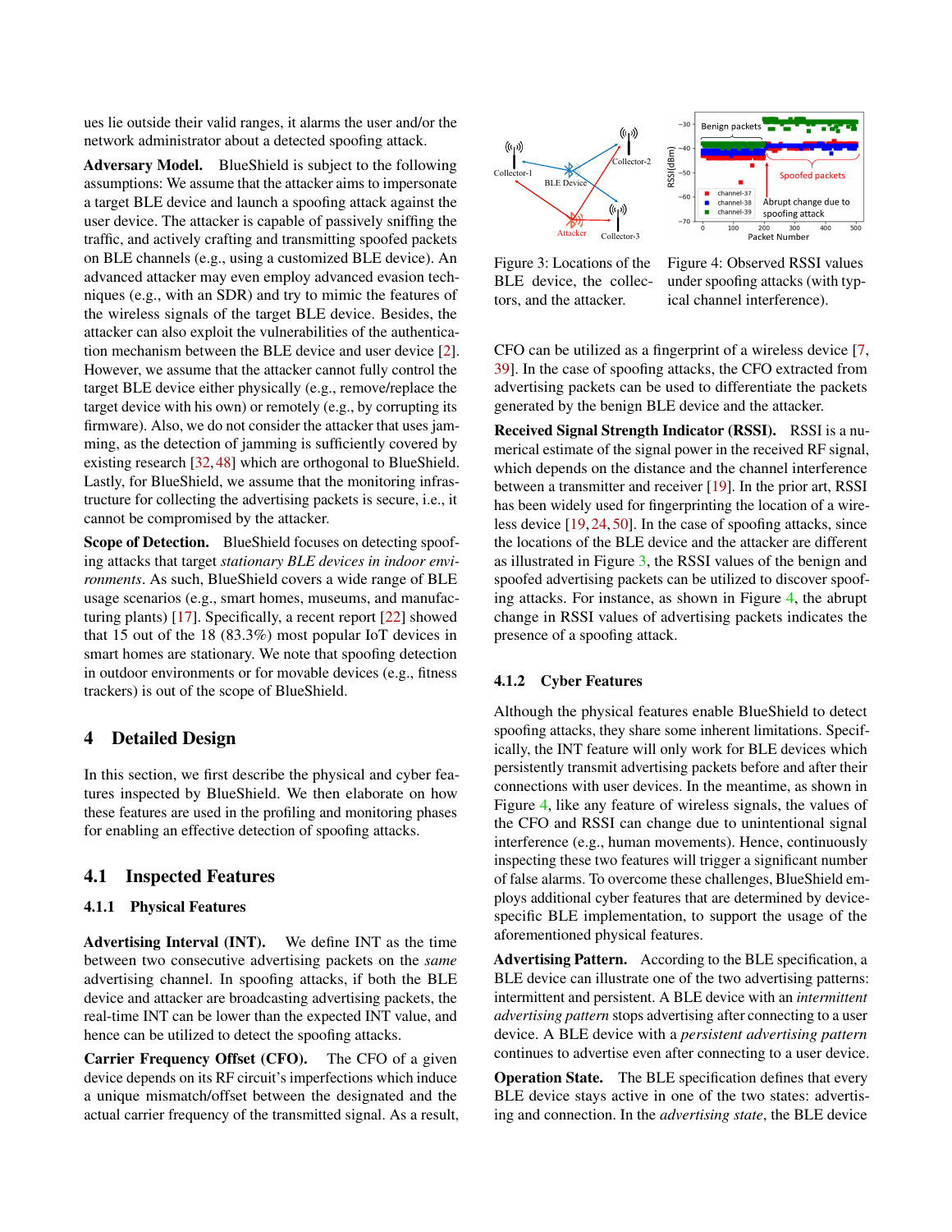ues lie outside their valid ranges, it alarms the user and/or the network administrator about a detected spoofing attack.

**Adversary Model.** BlueShield is subject to the following assumptions: We assume that the attacker aims to impersonate a target BLE device and launch a spoofing attack against the user device. The attacker is capable of passively sniffing the traffic, and actively crafting and transmitting spoofed packets on BLE channels (e.g., using a customized BLE device). An advanced attacker may even employ advanced evasion techniques (e.g., with an SDR) and try to mimic the features of the wireless signals of the target BLE device. Besides, the attacker can also exploit the vulnerabilities of the authentication mechanism between the BLE device and user device [2]. However, we assume that the attacker cannot fully control the target BLE device either physically (e.g., remove/replace the target device with his own) or remotely (e.g., by corrupting its firmware). Also, we do not consider the attacker that uses jamming, as the detection of jamming is sufficiently covered by existing research [32, 48] which are orthogonal to BlueShield. Lastly, for BlueShield, we assume that the monitoring infrastructure for collecting the advertising packets is secure, i.e., it cannot be compromised by the attacker.

**Scope of Detection.** BlueShield focuses on detecting spoofing attacks that target *stationary BLE devices in indoor environments*. As such, BlueShield covers a wide range of BLE usage scenarios (e.g., smart homes, museums, and manufacturing plants) [17]. Specifically, a recent report [22] showed that 15 out of the 18 (83.3%) most popular IoT devices in smart homes are stationary. We note that spoofing detection in outdoor environments or for movable devices (e.g., fitness trackers) is out of the scope of BlueShield.

# 4 Detailed Design

In this section, we first describe the physical and cyber features inspected by BlueShield. We then elaborate on how these features are used in the profiling and monitoring phases for enabling an effective detection of spoofing attacks.

## 4.1 Inspected Features

### 4.1.1 Physical Features

**Advertising Interval (INT).** We define INT as the time between two consecutive advertising packets on the *same* advertising channel. In spoofing attacks, if both the BLE device and attacker are broadcasting advertising packets, the real-time INT can be lower than the expected INT value, and hence can be utilized to detect the spoofing attacks.

**Carrier Frequency Offset (CFO).** The CFO of a given device depends on its RF circuit's imperfections which induce a unique mismatch/offset between the designated and the actual carrier frequency of the transmitted signal. As a result, CFO can be utilized as a fingerprint of a wireless device [7, 39]. In the case of spoofing attacks, the CFO extracted from advertising packets can be used to differentiate the packets generated by the benign BLE device and the attacker.

Figure 3: Locations of the BLE device, the collectors, and the attacker.

Figure 4: Observed RSSI values under spoofing attacks (with typical channel interference).

**Received Signal Strength Indicator (RSSI).** RSSI is a numerical estimate of the signal power in the received RF signal, which depends on the distance and the channel interference between a transmitter and receiver [19]. In the prior art, RSSI has been widely used for fingerprinting the location of a wireless device [19, 24, 50]. In the case of spoofing attacks, since the locations of the BLE device and the attacker are different as illustrated in Figure 3, the RSSI values of the benign and spoofed advertising packets can be utilized to detect spoofing attacks. For instance, as shown in Figure 4, the abrupt change in RSSI values of advertising packets indicates the presence of a spoofing attack.

### 4.1.2 Cyber Features

Although the physical features enable BlueShield to detect spoofing attacks, they share some inherent limitations. Specifically, the INT feature will only work for BLE devices which persistently transmit advertising packets before and after their connections with user devices. In the meantime, as shown in Figure 4, like any feature of wireless signals, the values of the CFO and RSSI can change due to unintentional signal interference (e.g., human movements). Hence, continuously inspecting these two features will trigger a significant number of false alarms. To overcome these challenges, BlueShield employs additional cyber features that are determined by device-specific BLE implementation, to support the usage of the aforementioned physical features.

**Advertising Pattern.** According to the BLE specification, a BLE device can illustrate one of the two advertising patterns: intermittent and persistent. A BLE device with an *intermittent advertising pattern* stops advertising after connecting to a user device. A BLE device with a *persistent advertising pattern* continues to advertise even after connecting to a user device.

**Operation State.** The BLE specification defines that every BLE device stays active in one of the two states: advertising and connection. In the *advertising state*, the BLE device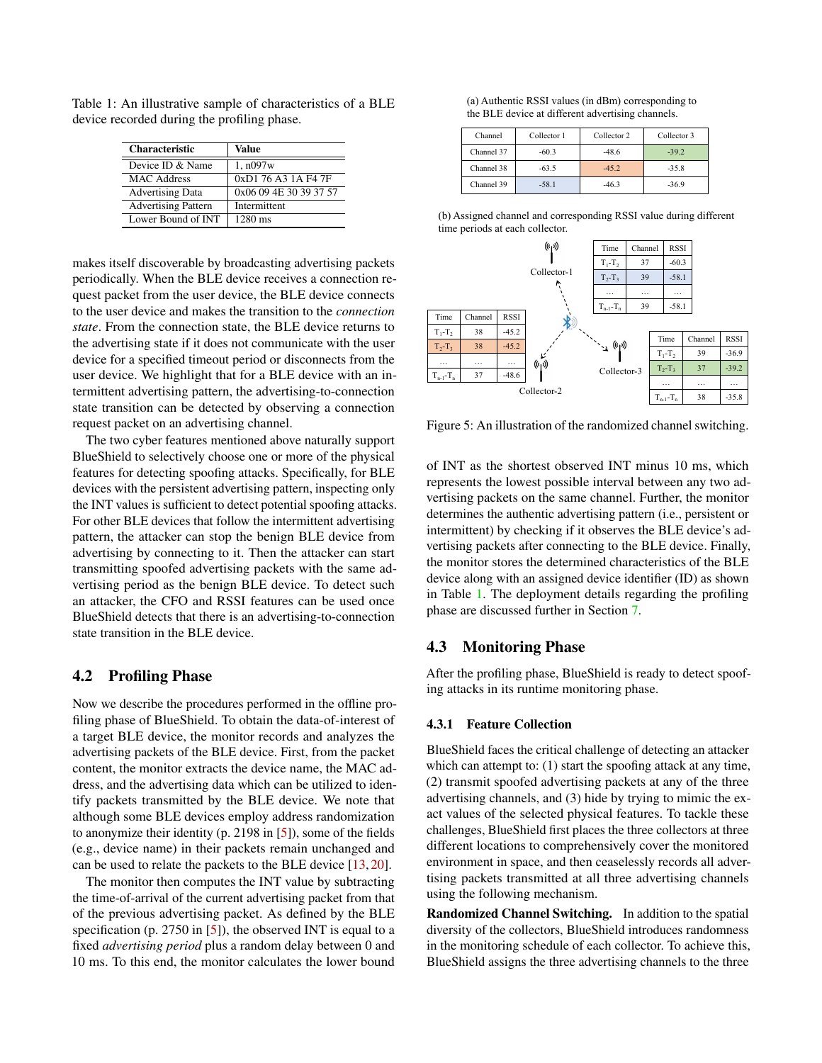Table 1: An illustrative sample of characteristics of a BLE device recorded during the profiling phase.

| Characteristic | Value |
|---|---|
| Device ID & Name | 1, n097w |
| MAC Address | 0xD1 76 A3 1A F4 7F |
| Advertising Data | 0x06 09 4E 30 39 37 57 |
| Advertising Pattern | Intermittent |
| Lower Bound of INT | 1280 ms |

makes itself discoverable by broadcasting advertising packets periodically. When the BLE device receives a connection request packet from the user device, the BLE device connects to the user device and makes the transition to the *connection state*. From the connection state, the BLE device returns to the advertising state if it does not communicate with the user device for a specified timeout period or disconnects from the user device. We highlight that for a BLE device with an intermittent advertising pattern, the advertising-to-connection state transition can be detected by observing a connection request packet on an advertising channel.

The two cyber features mentioned above naturally support BlueShield to selectively choose one or more of the physical features for detecting spoofing attacks. Specifically, for BLE devices with the persistent advertising pattern, inspecting only the INT values is sufficient to detect potential spoofing attacks. For other BLE devices that follow the intermittent advertising pattern, the attacker can stop the benign BLE device from advertising by connecting to it. Then the attacker can start transmitting spoofed advertising packets with the same advertising period as the benign BLE device. To detect such an attacker, the CFO and RSSI features can be used once BlueShield detects that there is an advertising-to-connection state transition in the BLE device.

## 4.2 Profiling Phase

Now we describe the procedures performed in the offline profiling phase of BlueShield. To obtain the data-of-interest of a target BLE device, the monitor records and analyzes the advertising packets of the BLE device. First, from the packet content, the monitor extracts the device name, the MAC address, and the advertising data which can be utilized to identify packets transmitted by the BLE device. We note that although some BLE devices employ address randomization to anonymize their identity (p. 2198 in [5]), some of the fields (e.g., device name) in their packets remain unchanged and can be used to relate the packets to the BLE device [13, 20].

The monitor then computes the INT value by subtracting the time-of-arrival of the current advertising packet from that of the previous advertising packet. As defined by the BLE specification (p. 2750 in [5]), the observed INT is equal to a fixed *advertising period* plus a random delay between 0 and 10 ms. To this end, the monitor calculates the lower bound of INT as the shortest observed INT minus 10 ms, which represents the lowest possible interval between any two advertising packets on the same channel. Further, the monitor determines the authentic advertising pattern (i.e., persistent or intermittent) by checking if it observes the BLE device's advertising packets after connecting to the BLE device. Finally, the monitor stores the determined characteristics of the BLE device along with an assigned device identifier (ID) as shown in Table 1. The deployment details regarding the profiling phase are discussed further in Section 7.

(a) Authentic RSSI values (in dBm) corresponding to the BLE device at different advertising channels.

| Channel | Collector 1 | Collector 2 | Collector 3 |
|---|---|---|---|
| Channel 37 | -60.3 | -48.6 | -39.2 |
| Channel 38 | -63.5 | -45.2 | -35.8 |
| Channel 39 | -58.1 | -46.3 | -36.9 |

(b) Assigned channel and corresponding RSSI value during different time periods at each collector.

Collector-1:

| Time | Channel | RSSI |
|---|---|---|
| $T_1$-$T_2$ | 37 | -60.3 |
| $T_2$-$T_3$ | 39 | -58.1 |
| … | … | … |
| $T_{n-1}$-$T_n$ | 39 | -58.1 |

Collector-2:

| Time | Channel | RSSI |
|---|---|---|
| $T_1$-$T_2$ | 38 | -45.2 |
| $T_2$-$T_3$ | 38 | -45.2 |
| … | … | … |
| $T_{n-1}$-$T_n$ | 37 | -48.6 |

Collector-3:

| Time | Channel | RSSI |
|---|---|---|
| $T_1$-$T_2$ | 39 | -36.9 |
| $T_2$-$T_3$ | 37 | -39.2 |
| … | … | … |
| $T_{n-1}$-$T_n$ | 38 | -35.8 |

Figure 5: An illustration of the randomized channel switching.

## 4.3 Monitoring Phase

After the profiling phase, BlueShield is ready to detect spoofing attacks in its runtime monitoring phase.

### 4.3.1 Feature Collection

BlueShield faces the critical challenge of detecting an attacker which can attempt to: (1) start the spoofing attack at any time, (2) transmit spoofed advertising packets at any of the three advertising channels, and (3) hide by trying to mimic the exact values of the selected physical features. To tackle these challenges, BlueShield first places the three collectors at three different locations to comprehensively cover the monitored environment in space, and then ceaselessly records all advertising packets transmitted at all three advertising channels using the following mechanism.

**Randomized Channel Switching.** In addition to the spatial diversity of the collectors, BlueShield introduces randomness in the monitoring schedule of each collector. To achieve this, BlueShield assigns the three advertising channels to the three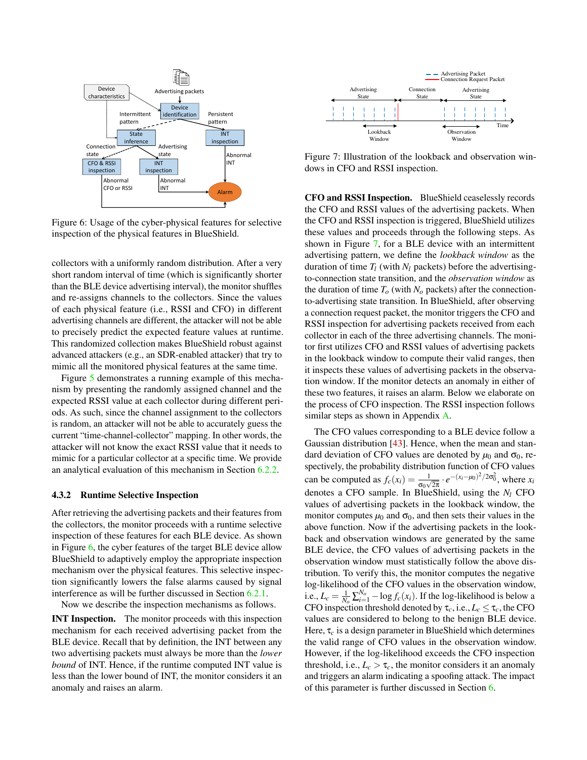Figure 6: Usage of the cyber-physical features for selective inspection of the physical features in BlueShield.

collectors with a uniformly random distribution. After a very short random interval of time (which is significantly shorter than the BLE device advertising interval), the monitor shuffles and re-assigns channels to the collectors. Since the values of each physical feature (i.e., RSSI and CFO) in different advertising channels are different, the attacker will not be able to precisely predict the expected feature values at runtime. This randomized collection makes BlueShield robust against advanced attackers (e.g., an SDR-enabled attacker) that try to mimic all the monitored physical features at the same time.

Figure 5 demonstrates a running example of this mechanism by presenting the randomly assigned channel and the expected RSSI value at each collector during different periods. As such, since the channel assignment to the collectors is random, an attacker will not be able to accurately guess the current "time-channel-collector" mapping. In other words, the attacker will not know the exact RSSI value that it needs to mimic for a particular collector at a specific time. We provide an analytical evaluation of this mechanism in Section 6.2.2.

### 4.3.2 Runtime Selective Inspection

After retrieving the advertising packets and their features from the collectors, the monitor proceeds with a runtime selective inspection of these features for each BLE device. As shown in Figure 6, the cyber features of the target BLE device allow BlueShield to adaptively employ the appropriate inspection mechanism over the physical features. This selective inspection significantly lowers the false alarms caused by signal interference as will be further discussed in Section 6.2.1.

Now we describe the inspection mechanisms as follows.

**INT Inspection.** The monitor proceeds with this inspection mechanism for each received advertising packet from the BLE device. Recall that by definition, the INT between any two advertising packets must always be more than the *lower bound* of INT. Hence, if the runtime computed INT value is less than the lower bound of INT, the monitor considers it an anomaly and raises an alarm.

Figure 7: Illustration of the lookback and observation windows in CFO and RSSI inspection.

**CFO and RSSI Inspection.** BlueShield ceaselessly records the CFO and RSSI values of the advertising packets. When the CFO and RSSI inspection is triggered, BlueShield utilizes these values and proceeds through the following steps. As shown in Figure 7, for a BLE device with an intermittent advertising pattern, we define the *lookback window* as the duration of time $T_l$ (with $N_l$ packets) before the advertising-to-connection state transition, and the *observation window* as the duration of time $T_o$ (with $N_o$ packets) after the connection-to-advertising state transition. In BlueShield, after observing a connection request packet, the monitor triggers the CFO and RSSI inspection for advertising packets received from each collector in each of the three advertising channels. The monitor first utilizes CFO and RSSI values of advertising packets in the lookback window to compute their valid ranges, then it inspects these values of advertising packets in the observation window. If the monitor detects an anomaly in either of these two features, it raises an alarm. Below we elaborate on the process of CFO inspection. The RSSI inspection follows similar steps as shown in Appendix A.

The CFO values corresponding to a BLE device follow a Gaussian distribution [43]. Hence, when the mean and standard deviation of CFO values are denoted by $\mu_0$ and $\sigma_0$, respectively, the probability distribution function of CFO values can be computed as $f_c(x_i) = \frac{1}{\sigma_0\sqrt{2\pi}} \cdot e^{-(x_i-\mu_0)^2/2\sigma_0^2}$, where $x_i$ denotes a CFO sample. In BlueShield, using the $N_l$ CFO values of advertising packets in the lookback window, the monitor computes $\mu_0$ and $\sigma_0$, and then sets their values in the above function. Now if the advertising packets in the lookback and observation windows are generated by the same BLE device, the CFO values of advertising packets in the observation window must statistically follow the above distribution. To verify this, the monitor computes the negative log-likelihood of the CFO values in the observation window, i.e., $L_c = \frac{1}{N_o}\sum_{i=1}^{N_o} -\log f_c(x_i)$. If the log-likelihood is below a CFO inspection threshold denoted by $\tau_c$, i.e., $L_c \leq \tau_c$, the CFO values are considered to belong to the benign BLE device. Here, $\tau_c$ is a design parameter in BlueShield which determines the valid range of CFO values in the observation window. However, if the log-likelihood exceeds the CFO inspection threshold, i.e., $L_c > \tau_c$, the monitor considers it an anomaly and triggers an alarm indicating a spoofing attack. The impact of this parameter is further discussed in Section 6.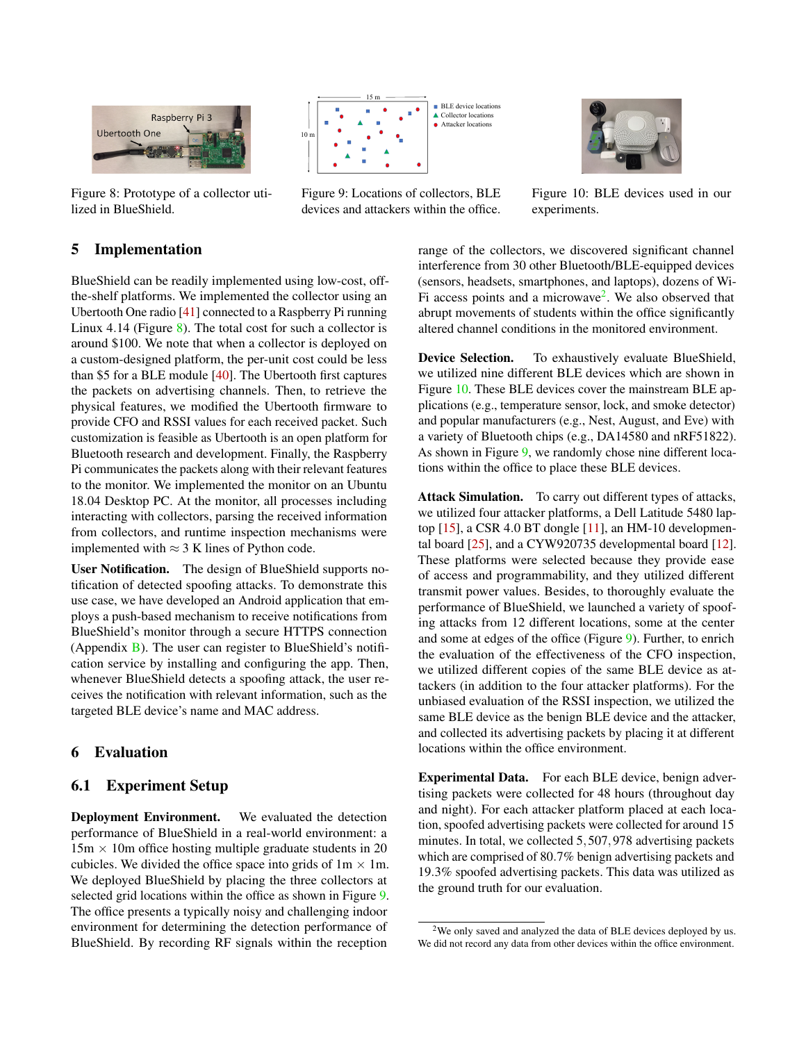Figure 8: Prototype of a collector utilized in BlueShield.

Figure 9: Locations of collectors, BLE devices and attackers within the office.

Figure 10: BLE devices used in our experiments.

## 5 Implementation

BlueShield can be readily implemented using low-cost, off-the-shelf platforms. We implemented the collector using an Ubertooth One radio [41] connected to a Raspberry Pi running Linux 4.14 (Figure 8). The total cost for such a collector is around $100. We note that when a collector is deployed on a custom-designed platform, the per-unit cost could be less than $5 for a BLE module [40]. The Ubertooth first captures the packets on advertising channels. Then, to retrieve the physical features, we modified the Ubertooth firmware to provide CFO and RSSI values for each received packet. Such customization is feasible as Ubertooth is an open platform for Bluetooth research and development. Finally, the Raspberry Pi communicates the packets along with their relevant features to the monitor. We implemented the monitor on an Ubuntu 18.04 Desktop PC. At the monitor, all processes including interacting with collectors, parsing the received information from collectors, and runtime inspection mechanisms were implemented with $\approx 3$ K lines of Python code.

**User Notification.** The design of BlueShield supports notification of detected spoofing attacks. To demonstrate this use case, we have developed an Android application that employs a push-based mechanism to receive notifications from BlueShield's monitor through a secure HTTPS connection (Appendix B). The user can register to BlueShield's notification service by installing and configuring the app. Then, whenever BlueShield detects a spoofing attack, the user receives the notification with relevant information, such as the targeted BLE device's name and MAC address.

## 6 Evaluation

### 6.1 Experiment Setup

**Deployment Environment.** We evaluated the detection performance of BlueShield in a real-world environment: a 15m $\times$ 10m office hosting multiple graduate students in 20 cubicles. We divided the office space into grids of 1m $\times$ 1m. We deployed BlueShield by placing the three collectors at selected grid locations within the office as shown in Figure 9. The office presents a typically noisy and challenging indoor environment for determining the detection performance of BlueShield. By recording RF signals within the reception range of the collectors, we discovered significant channel interference from 30 other Bluetooth/BLE-equipped devices (sensors, headsets, smartphones, and laptops), dozens of Wi-Fi access points and a microwave[2]. We also observed that abrupt movements of students within the office significantly altered channel conditions in the monitored environment.

**Device Selection.** To exhaustively evaluate BlueShield, we utilized nine different BLE devices which are shown in Figure 10. These BLE devices cover the mainstream BLE applications (e.g., temperature sensor, lock, and smoke detector) and popular manufacturers (e.g., Nest, August, and Eve) with a variety of Bluetooth chips (e.g., DA14580 and nRF51822). As shown in Figure 9, we randomly chose nine different locations within the office to place these BLE devices.

**Attack Simulation.** To carry out different types of attacks, we utilized four attacker platforms, a Dell Latitude 5480 laptop [15], a CSR 4.0 BT dongle [11], an HM-10 developmental board [25], and a CYW920735 developmental board [12]. These platforms were selected because they provide ease of access and programmability, and they utilized different transmit power values. Besides, to thoroughly evaluate the performance of BlueShield, we launched a variety of spoofing attacks from 12 different locations, some at the center and some at edges of the office (Figure 9). Further, to enrich the evaluation of the effectiveness of the CFO inspection, we utilized different copies of the same BLE device as attackers (in addition to the four attacker platforms). For the unbiased evaluation of the RSSI inspection, we utilized the same BLE device as the benign BLE device and the attacker, and collected its advertising packets by placing it at different locations within the office environment.

**Experimental Data.** For each BLE device, benign advertising packets were collected for 48 hours (throughout day and night). For each attacker platform placed at each location, spoofed advertising packets were collected for around 15 minutes. In total, we collected 5,507,978 advertising packets which are comprised of 80.7% benign advertising packets and 19.3% spoofed advertising packets. This data was utilized as the ground truth for our evaluation.

[2] We only saved and analyzed the data of BLE devices deployed by us. We did not record any data from other devices within the office environment.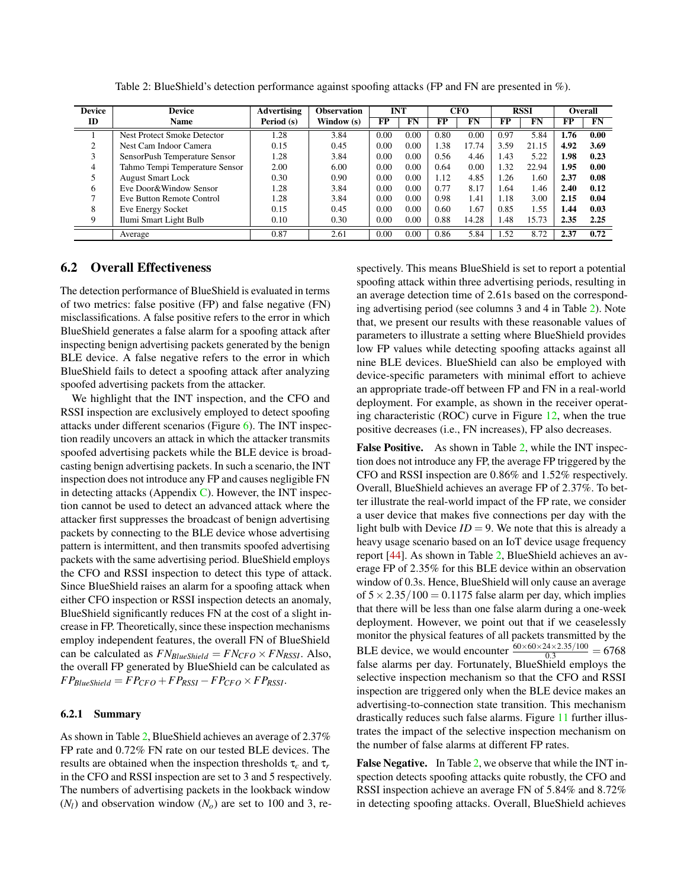Table 2: BlueShield's detection performance against spoofing attacks (FP and FN are presented in %).

| Device ID | Device Name | Advertising Period (s) | Observation Window (s) | INT | | CFO | | RSSI | | Overall | |
|---|---|---|---|---|---|---|---|---|---|---|---|
| | | | | FP | FN | FP | FN | FP | FN | FP | FN |
| 1 | Nest Protect Smoke Detector | 1.28 | 3.84 | 0.00 | 0.00 | 0.80 | 0.00 | 0.97 | 5.84 | **1.76** | **0.00** |
| 2 | Nest Cam Indoor Camera | 0.15 | 0.45 | 0.00 | 0.00 | 1.38 | 17.74 | 3.59 | 21.15 | **4.92** | **3.69** |
| 3 | SensorPush Temperature Sensor | 1.28 | 3.84 | 0.00 | 0.00 | 0.56 | 4.46 | 1.43 | 5.22 | **1.98** | **0.23** |
| 4 | Tahmo Tempi Temperature Sensor | 2.00 | 6.00 | 0.00 | 0.00 | 0.64 | 0.00 | 1.32 | 22.94 | **1.95** | **0.00** |
| 5 | August Smart Lock | 0.30 | 0.90 | 0.00 | 0.00 | 1.12 | 4.85 | 1.26 | 1.60 | **2.37** | **0.08** |
| 6 | Eve Door&Window Sensor | 1.28 | 3.84 | 0.00 | 0.00 | 0.77 | 8.17 | 1.64 | 1.46 | **2.40** | **0.12** |
| 7 | Eve Button Remote Control | 1.28 | 3.84 | 0.00 | 0.00 | 0.98 | 1.41 | 1.18 | 3.00 | **2.15** | **0.04** |
| 8 | Eve Energy Socket | 0.15 | 0.45 | 0.00 | 0.00 | 0.60 | 1.67 | 0.85 | 1.55 | **1.44** | **0.03** |
| 9 | Ilumi Smart Light Bulb | 0.10 | 0.30 | 0.00 | 0.00 | 0.88 | 14.28 | 1.48 | 15.73 | **2.35** | **2.25** |
| | Average | 0.87 | 2.61 | 0.00 | 0.00 | 0.86 | 5.84 | 1.52 | 8.72 | **2.37** | **0.72** |

## 6.2 Overall Effectiveness

The detection performance of BlueShield is evaluated in terms of two metrics: false positive (FP) and false negative (FN) misclassifications. A false positive refers to the error in which BlueShield generates a false alarm for a spoofing attack after inspecting benign advertising packets generated by the benign BLE device. A false negative refers to the error in which BlueShield fails to detect a spoofing attack after analyzing spoofed advertising packets from the attacker.

We highlight that the INT inspection, and the CFO and RSSI inspection are exclusively employed to detect spoofing attacks under different scenarios (Figure 6). The INT inspection readily uncovers an attack in which the attacker transmits spoofed advertising packets while the BLE device is broadcasting benign advertising packets. In such a scenario, the INT inspection does not introduce any FP and causes negligible FN in detecting attacks (Appendix C). However, the INT inspection cannot be used to detect an advanced attack where the attacker first suppresses the broadcast of benign advertising packets by connecting to the BLE device whose advertising pattern is intermittent, and then transmits spoofed advertising packets with the same advertising period. BlueShield employs the CFO and RSSI inspection to detect this type of attack. Since BlueShield raises an alarm for a spoofing attack when either CFO inspection or RSSI inspection detects an anomaly, BlueShield significantly reduces FN at the cost of a slight increase in FP. Theoretically, since these inspection mechanisms employ independent features, the overall FN of BlueShield can be calculated as $FN_{BlueShield} = FN_{CFO} \times FN_{RSSI}$. Also, the overall FP generated by BlueShield can be calculated as $FP_{BlueShield} = FP_{CFO} + FP_{RSSI} - FP_{CFO} \times FP_{RSSI}$.

### 6.2.1 Summary

As shown in Table 2, BlueShield achieves an average of 2.37% FP rate and 0.72% FN rate on our tested BLE devices. The results are obtained when the inspection thresholds $\tau_c$ and $\tau_r$ in the CFO and RSSI inspection are set to 3 and 5 respectively. The numbers of advertising packets in the lookback window ($N_l$) and observation window ($N_o$) are set to 100 and 3, respectively. This means BlueShield is set to report a potential spoofing attack within three advertising periods, resulting in an average detection time of 2.61s based on the corresponding advertising period (see columns 3 and 4 in Table 2). Note that, we present our results with these reasonable values of parameters to illustrate a setting where BlueShield provides low FP values while detecting spoofing attacks against all nine BLE devices. BlueShield can also be employed with device-specific parameters with minimal effort to achieve an appropriate trade-off between FP and FN in a real-world deployment. For example, as shown in the receiver operating characteristic (ROC) curve in Figure 12, when the true positive decreases (i.e., FN increases), FP also decreases.

**False Positive.** As shown in Table 2, while the INT inspection does not introduce any FP, the average FP triggered by the CFO and RSSI inspection are 0.86% and 1.52% respectively. Overall, BlueShield achieves an average FP of 2.37%. To better illustrate the real-world impact of the FP rate, we consider a user device that makes five connections per day with the light bulb with Device $ID = 9$. We note that this is already a heavy usage scenario based on an IoT device usage frequency report [44]. As shown in Table 2, BlueShield achieves an average FP of 2.35% for this BLE device within an observation window of 0.3s. Hence, BlueShield will only cause an average of $5 \times 2.35/100 = 0.1175$ false alarm per day, which implies that there will be less than one false alarm during a one-week deployment. However, we point out that if we ceaselessly monitor the physical features of all packets transmitted by the BLE device, we would encounter $\frac{60 \times 60 \times 24 \times 2.35/100}{0.3} = 6768$ false alarms per day. Fortunately, BlueShield employs the selective inspection mechanism so that the CFO and RSSI inspection are triggered only when the BLE device makes an advertising-to-connection state transition. This mechanism drastically reduces such false alarms. Figure 11 further illustrates the impact of the selective inspection mechanism on the number of false alarms at different FP rates.

**False Negative.** In Table 2, we observe that while the INT inspection detects spoofing attacks quite robustly, the CFO and RSSI inspection achieve an average FN of 5.84% and 8.72% in detecting spoofing attacks. Overall, BlueShield achieves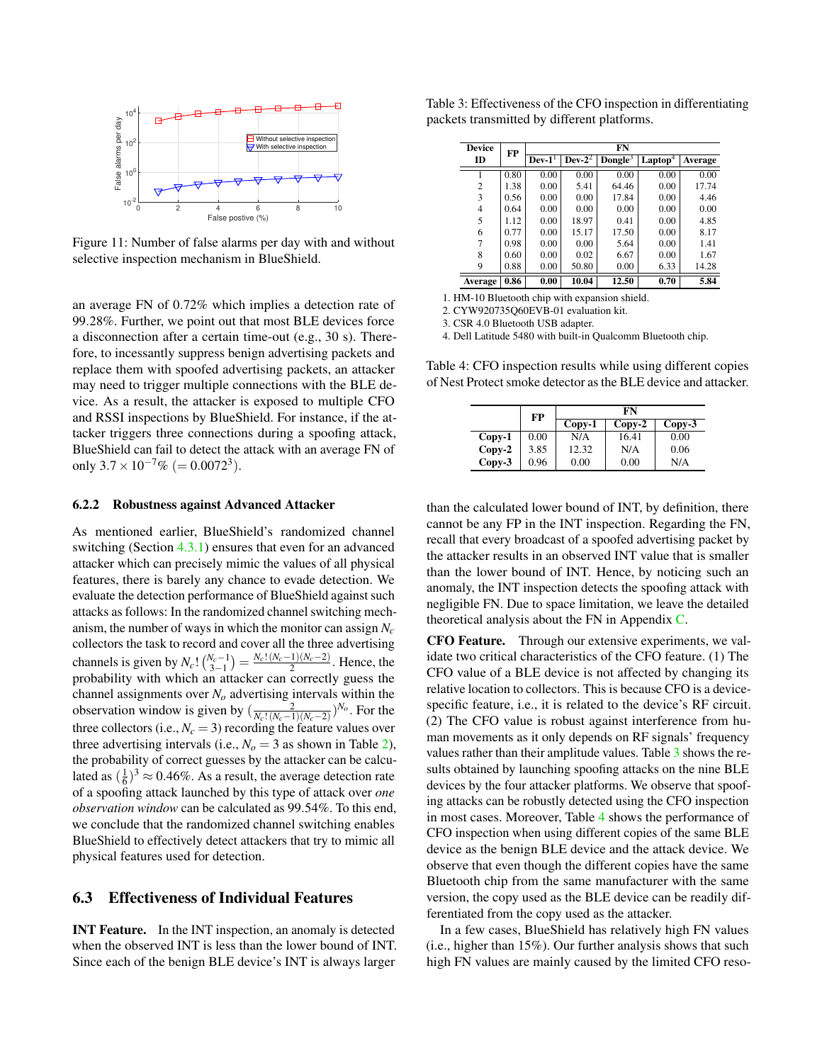Figure 11: Number of false alarms per day with and without selective inspection mechanism in BlueShield.

an average FN of 0.72% which implies a detection rate of 99.28%. Further, we point out that most BLE devices force a disconnection after a certain time-out (e.g., 30 s). Therefore, to incessantly suppress benign advertising packets and replace them with spoofed advertising packets, an attacker may need to trigger multiple connections with the BLE device. As a result, the attacker is exposed to multiple CFO and RSSI inspections by BlueShield. For instance, if the attacker triggers three connections during a spoofing attack, BlueShield can fail to detect the attack with an average FN of only $3.7 \times 10^{-7}\%$ $(= 0.0072^3)$.

#### 6.2.2 Robustness against Advanced Attacker

As mentioned earlier, BlueShield's randomized channel switching (Section 4.3.1) ensures that even for an advanced attacker which can precisely mimic the values of all physical features, there is barely any chance to evade detection. We evaluate the detection performance of BlueShield against such attacks as follows: In the randomized channel switching mechanism, the number of ways in which the monitor can assign $N_c$ collectors the task to record and cover all the three advertising channels is given by $N_c! \binom{N_c-1}{3-1} = \frac{N_c!(N_c-1)(N_c-2)}{2}$. Hence, the probability with which an attacker can correctly guess the channel assignments over $N_o$ advertising intervals within the observation window is given by $(\frac{2}{N_c!(N_c-1)(N_c-2)})^{N_o}$. For the three collectors (i.e., $N_c = 3$) recording the feature values over three advertising intervals (i.e., $N_o = 3$ as shown in Table 2), the probability of correct guesses by the attacker can be calculated as $(\frac{1}{6})^3 \approx 0.46\%$. As a result, the average detection rate of a spoofing attack launched by this type of attack over *one observation window* can be calculated as 99.54%. To this end, we conclude that the randomized channel switching enables BlueShield to effectively detect attackers that try to mimic all physical features used for detection.

### 6.3 Effectiveness of Individual Features

**INT Feature.** In the INT inspection, an anomaly is detected when the observed INT is less than the lower bound of INT. Since each of the benign BLE device's INT is always larger than the calculated lower bound of INT, by definition, there cannot be any FP in the INT inspection. Regarding the FN, recall that every broadcast of a spoofed advertising packet by the attacker results in an observed INT value that is smaller than the lower bound of INT. Hence, by noticing such an anomaly, the INT inspection detects the spoofing attack with negligible FN. Due to space limitation, we leave the detailed theoretical analysis about the FN in Appendix C.

Table 3: Effectiveness of the CFO inspection in differentiating packets transmitted by different platforms.

| Device ID | FP | FN | | | | |
|---|---|---|---|---|---|---|
| | | Dev-1[1] | Dev-2[2] | Dongle[3] | Laptop[4] | Average |
| 1 | 0.80 | 0.00 | 0.00 | 0.00 | 0.00 | 0.00 |
| 2 | 1.38 | 0.00 | 5.41 | 64.46 | 0.00 | 17.74 |
| 3 | 0.56 | 0.00 | 0.00 | 17.84 | 0.00 | 4.46 |
| 4 | 0.64 | 0.00 | 0.00 | 0.00 | 0.00 | 0.00 |
| 5 | 1.12 | 0.00 | 18.97 | 0.41 | 0.00 | 4.85 |
| 6 | 0.77 | 0.00 | 15.17 | 17.50 | 0.00 | 8.17 |
| 7 | 0.98 | 0.00 | 0.00 | 5.64 | 0.00 | 1.41 |
| 8 | 0.60 | 0.00 | 0.02 | 6.67 | 0.00 | 1.67 |
| 9 | 0.88 | 0.00 | 50.80 | 0.00 | 6.33 | 14.28 |
| **Average** | **0.86** | **0.00** | **10.04** | **12.50** | **0.70** | **5.84** |

1. HM-10 Bluetooth chip with expansion shield.
2. CYW920735Q60EVB-01 evaluation kit.
3. CSR 4.0 Bluetooth USB adapter.
4. Dell Latitude 5480 with built-in Qualcomm Bluetooth chip.

Table 4: CFO inspection results while using different copies of Nest Protect smoke detector as the BLE device and attacker.

| | FP | FN | | |
|---|---|---|---|---|
| | | Copy-1 | Copy-2 | Copy-3 |
| **Copy-1** | 0.00 | N/A | 16.41 | 0.00 |
| **Copy-2** | 3.85 | 12.32 | N/A | 0.06 |
| **Copy-3** | 0.96 | 0.00 | 0.00 | N/A |

**CFO Feature.** Through our extensive experiments, we validate two critical characteristics of the CFO feature. (1) The CFO value of a BLE device is not affected by changing its relative location to collectors. This is because CFO is a device-specific feature, i.e., it is related to the device's RF circuit. (2) The CFO value is robust against interference from human movements as it only depends on RF signals' frequency values rather than their amplitude values. Table 3 shows the results obtained by launching spoofing attacks on the nine BLE devices by the four attacker platforms. We observe that spoofing attacks can be robustly detected using the CFO inspection in most cases. Moreover, Table 4 shows the performance of CFO inspection when using different copies of the same BLE device as the benign BLE device and the attack device. We observe that even though the different copies have the same Bluetooth chip from the same manufacturer with the same version, the copy used as the BLE device can be readily differentiated from the copy used as the attacker.

In a few cases, BlueShield has relatively high FN values (i.e., higher than 15%). Our further analysis shows that such high FN values are mainly caused by the limited CFO reso-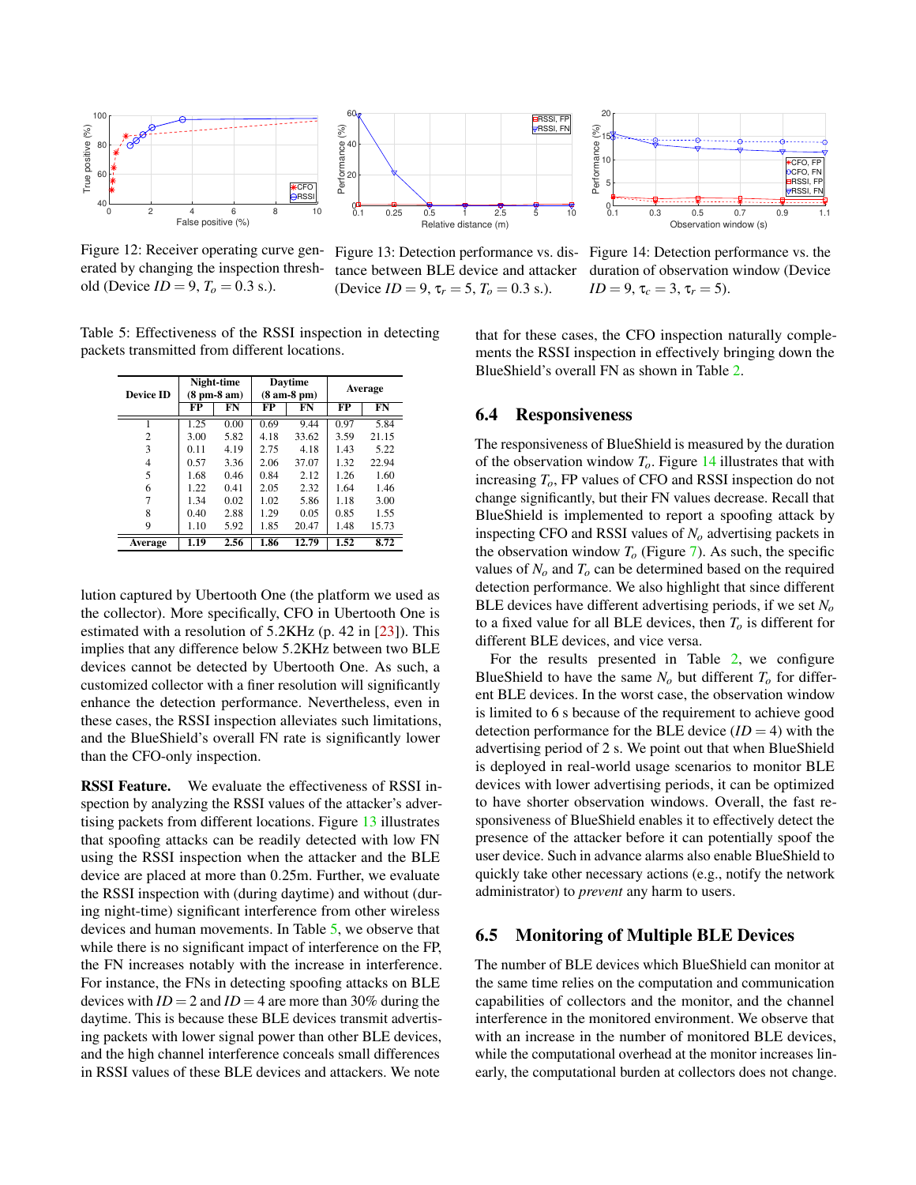Figure 12: Receiver operating curve generated by changing the inspection threshold (Device $ID = 9$, $T_o = 0.3$ s.).

Figure 13: Detection performance vs. distance between BLE device and attacker (Device $ID = 9$, $\tau_r = 5$, $T_o = 0.3$ s.).

Figure 14: Detection performance vs. the duration of observation window (Device $ID = 9$, $\tau_c = 3$, $\tau_r = 5$).

Table 5: Effectiveness of the RSSI inspection in detecting packets transmitted from different locations.

| Device ID | Night-time (8 pm-8 am) | | Daytime (8 am-8 pm) | | Average | |
|---|---|---|---|---|---|---|
| | FP | FN | FP | FN | FP | FN |
| 1 | 1.25 | 0.00 | 0.69 | 9.44 | 0.97 | 5.84 |
| 2 | 3.00 | 5.82 | 4.18 | 33.62 | 3.59 | 21.15 |
| 3 | 0.11 | 4.19 | 2.75 | 4.18 | 1.43 | 5.22 |
| 4 | 0.57 | 3.36 | 2.06 | 37.07 | 1.32 | 22.94 |
| 5 | 1.68 | 0.46 | 0.84 | 2.12 | 1.26 | 1.60 |
| 6 | 1.22 | 0.41 | 2.05 | 2.32 | 1.64 | 1.46 |
| 7 | 1.34 | 0.02 | 1.02 | 5.86 | 1.18 | 3.00 |
| 8 | 0.40 | 2.88 | 1.29 | 0.05 | 0.85 | 1.55 |
| 9 | 1.10 | 5.92 | 1.85 | 20.47 | 1.48 | 15.73 |
| **Average** | **1.19** | **2.56** | **1.86** | **12.79** | **1.52** | **8.72** |

lution captured by Ubertooth One (the platform we used as the collector). More specifically, CFO in Ubertooth One is estimated with a resolution of 5.2KHz (p. 42 in [23]). This implies that any difference below 5.2KHz between two BLE devices cannot be detected by Ubertooth One. As such, a customized collector with a finer resolution will significantly enhance the detection performance. Nevertheless, even in these cases, the RSSI inspection alleviates such limitations, and the BlueShield's overall FN rate is significantly lower than the CFO-only inspection.

**RSSI Feature.** We evaluate the effectiveness of RSSI inspection by analyzing the RSSI values of the attacker's advertising packets from different locations. Figure 13 illustrates that spoofing attacks can be readily detected with low FN using the RSSI inspection when the attacker and the BLE device are placed at more than 0.25m. Further, we evaluate the RSSI inspection with (during daytime) and without (during night-time) significant interference from other wireless devices and human movements. In Table 5, we observe that while there is no significant impact of interference on the FP, the FN increases notably with the increase in interference. For instance, the FNs in detecting spoofing attacks on BLE devices with $ID = 2$ and $ID = 4$ are more than 30% during the daytime. This is because these BLE devices transmit advertising packets with lower signal power than other BLE devices, and the high channel interference conceals small differences in RSSI values of these BLE devices and attackers. We note that for these cases, the CFO inspection naturally complements the RSSI inspection in effectively bringing down the BlueShield's overall FN as shown in Table 2.

## 6.4 Responsiveness

The responsiveness of BlueShield is measured by the duration of the observation window $T_o$. Figure 14 illustrates that with increasing $T_o$, FP values of CFO and RSSI inspection do not change significantly, but their FN values decrease. Recall that BlueShield is implemented to report a spoofing attack by inspecting CFO and RSSI values of $N_o$ advertising packets in the observation window $T_o$ (Figure 7). As such, the specific values of $N_o$ and $T_o$ can be determined based on the required detection performance. We also highlight that since different BLE devices have different advertising periods, if we set $N_o$ to a fixed value for all BLE devices, then $T_o$ is different for different BLE devices, and vice versa.

For the results presented in Table 2, we configure BlueShield to have the same $N_o$ but different $T_o$ for different BLE devices. In the worst case, the observation window is limited to 6 s because of the requirement to achieve good detection performance for the BLE device ($ID = 4$) with the advertising period of 2 s. We point out that when BlueShield is deployed in real-world usage scenarios to monitor BLE devices with lower advertising periods, it can be optimized to have shorter observation windows. Overall, the fast responsiveness of BlueShield enables it to effectively detect the presence of the attacker before it can potentially spoof the user device. Such in advance alarms also enable BlueShield to quickly take other necessary actions (e.g., notify the network administrator) to *prevent* any harm to users.

## 6.5 Monitoring of Multiple BLE Devices

The number of BLE devices which BlueShield can monitor at the same time relies on the computation and communication capabilities of collectors and the monitor, and the channel interference in the monitored environment. We observe that with an increase in the number of monitored BLE devices, while the computational overhead at the monitor increases linearly, the computational burden at collectors does not change.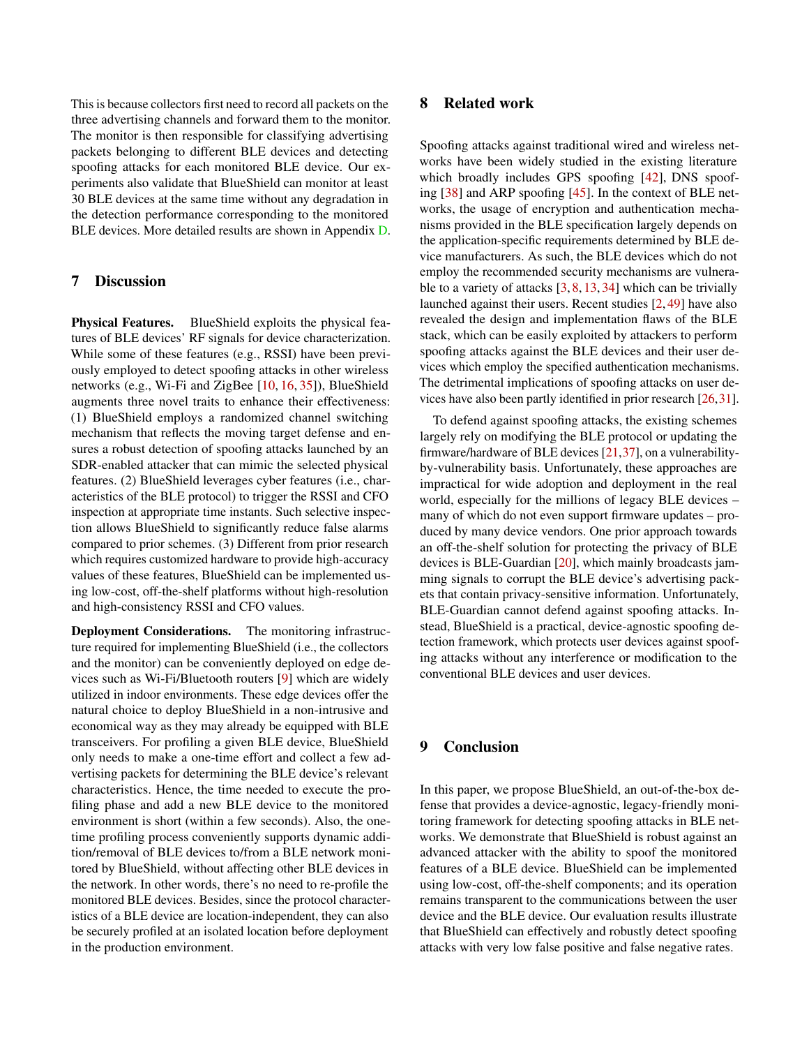This is because collectors first need to record all packets on the three advertising channels and forward them to the monitor. The monitor is then responsible for classifying advertising packets belonging to different BLE devices and detecting spoofing attacks for each monitored BLE device. Our experiments also validate that BlueShield can monitor at least 30 BLE devices at the same time without any degradation in the detection performance corresponding to the monitored BLE devices. More detailed results are shown in Appendix D.

## 7 Discussion

**Physical Features.** BlueShield exploits the physical features of BLE devices' RF signals for device characterization. While some of these features (e.g., RSSI) have been previously employed to detect spoofing attacks in other wireless networks (e.g., Wi-Fi and ZigBee [10, 16, 35]), BlueShield augments three novel traits to enhance their effectiveness: (1) BlueShield employs a randomized channel switching mechanism that reflects the moving target defense and ensures a robust detection of spoofing attacks launched by an SDR-enabled attacker that can mimic the selected physical features. (2) BlueShield leverages cyber features (i.e., characteristics of the BLE protocol) to trigger the RSSI and CFO inspection at appropriate time instants. Such selective inspection allows BlueShield to significantly reduce false alarms compared to prior schemes. (3) Different from prior research which requires customized hardware to provide high-accuracy values of these features, BlueShield can be implemented using low-cost, off-the-shelf platforms without high-resolution and high-consistency RSSI and CFO values.

**Deployment Considerations.** The monitoring infrastructure required for implementing BlueShield (i.e., the collectors and the monitor) can be conveniently deployed on edge devices such as Wi-Fi/Bluetooth routers [9] which are widely utilized in indoor environments. These edge devices offer the natural choice to deploy BlueShield in a non-intrusive and economical way as they may already be equipped with BLE transceivers. For profiling a given BLE device, BlueShield only needs to make a one-time effort and collect a few advertising packets for determining the BLE device's relevant characteristics. Hence, the time needed to execute the profiling phase and add a new BLE device to the monitored environment is short (within a few seconds). Also, the one-time profiling process conveniently supports dynamic addition/removal of BLE devices to/from a BLE network monitored by BlueShield, without affecting other BLE devices in the network. In other words, there's no need to re-profile the monitored BLE devices. Besides, since the protocol characteristics of a BLE device are location-independent, they can also be securely profiled at an isolated location before deployment in the production environment.

## 8 Related work

Spoofing attacks against traditional wired and wireless networks have been widely studied in the existing literature which broadly includes GPS spoofing [42], DNS spoofing [38] and ARP spoofing [45]. In the context of BLE networks, the usage of encryption and authentication mechanisms provided in the BLE specification largely depends on the application-specific requirements determined by BLE device manufacturers. As such, the BLE devices which do not employ the recommended security mechanisms are vulnerable to a variety of attacks [3, 8, 13, 34] which can be trivially launched against their users. Recent studies [2, 49] have also revealed the design and implementation flaws of the BLE stack, which can be easily exploited by attackers to perform spoofing attacks against the BLE devices and their user devices which employ the specified authentication mechanisms. The detrimental implications of spoofing attacks on user devices have also been partly identified in prior research [26, 31].

To defend against spoofing attacks, the existing schemes largely rely on modifying the BLE protocol or updating the firmware/hardware of BLE devices [21, 37], on a vulnerability-by-vulnerability basis. Unfortunately, these approaches are impractical for wide adoption and deployment in the real world, especially for the millions of legacy BLE devices – many of which do not even support firmware updates – produced by many device vendors. One prior approach towards an off-the-shelf solution for protecting the privacy of BLE devices is BLE-Guardian [20], which mainly broadcasts jamming signals to corrupt the BLE device's advertising packets that contain privacy-sensitive information. Unfortunately, BLE-Guardian cannot defend against spoofing attacks. Instead, BlueShield is a practical, device-agnostic spoofing detection framework, which protects user devices against spoofing attacks without any interference or modification to the conventional BLE devices and user devices.

## 9 Conclusion

In this paper, we propose BlueShield, an out-of-the-box defense that provides a device-agnostic, legacy-friendly monitoring framework for detecting spoofing attacks in BLE networks. We demonstrate that BlueShield is robust against an advanced attacker with the ability to spoof the monitored features of a BLE device. BlueShield can be implemented using low-cost, off-the-shelf components; and its operation remains transparent to the communications between the user device and the BLE device. Our evaluation results illustrate that BlueShield can effectively and robustly detect spoofing attacks with very low false positive and false negative rates.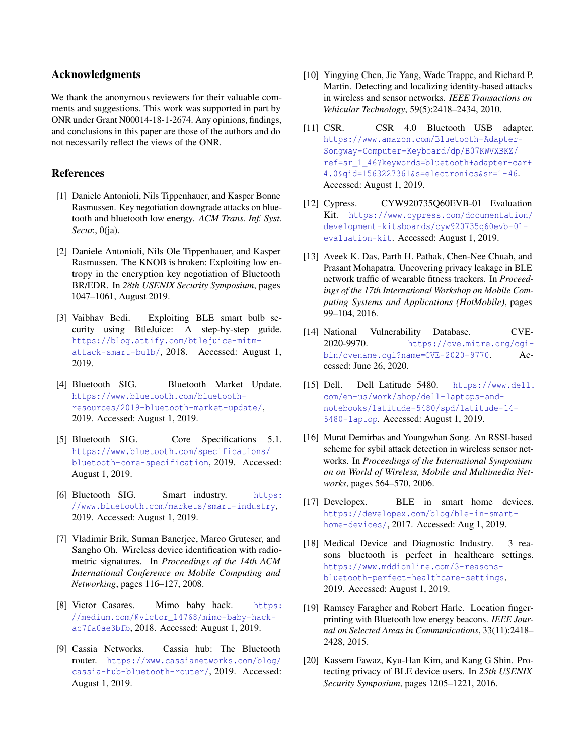## Acknowledgments

We thank the anonymous reviewers for their valuable comments and suggestions. This work was supported in part by ONR under Grant N00014-18-1-2674. Any opinions, findings, and conclusions in this paper are those of the authors and do not necessarily reflect the views of the ONR.

## References

[1] Daniele Antonioli, Nils Tippenhauer, and Kasper Bonne Rasmussen. Key negotiation downgrade attacks on bluetooth and bluetooth low energy. *ACM Trans. Inf. Syst. Secur.*, 0(ja).

[2] Daniele Antonioli, Nils Ole Tippenhauer, and Kasper Rasmussen. The KNOB is broken: Exploiting low entropy in the encryption key negotiation of Bluetooth BR/EDR. In *28th USENIX Security Symposium*, pages 1047–1061, August 2019.

[3] Vaibhav Bedi. Exploiting BLE smart bulb security using BtleJuice: A step-by-step guide. https://blog.attify.com/btlejuice-mitm-attack-smart-bulb/, 2018. Accessed: August 1, 2019.

[4] Bluetooth SIG. Bluetooth Market Update. https://www.bluetooth.com/bluetooth-resources/2019-bluetooth-market-update/, 2019. Accessed: August 1, 2019.

[5] Bluetooth SIG. Core Specifications 5.1. https://www.bluetooth.com/specifications/bluetooth-core-specification, 2019. Accessed: August 1, 2019.

[6] Bluetooth SIG. Smart industry. https://www.bluetooth.com/markets/smart-industry, 2019. Accessed: August 1, 2019.

[7] Vladimir Brik, Suman Banerjee, Marco Gruteser, and Sangho Oh. Wireless device identification with radiometric signatures. In *Proceedings of the 14th ACM International Conference on Mobile Computing and Networking*, pages 116–127, 2008.

[8] Victor Casares. Mimo baby hack. https://medium.com/@victor_14768/mimo-baby-hack-ac7fa0ae3bfb, 2018. Accessed: August 1, 2019.

[9] Cassia Networks. Cassia hub: The Bluetooth router. https://www.cassianetworks.com/blog/cassia-hub-bluetooth-router/, 2019. Accessed: August 1, 2019.

[10] Yingying Chen, Jie Yang, Wade Trappe, and Richard P. Martin. Detecting and localizing identity-based attacks in wireless and sensor networks. *IEEE Transactions on Vehicular Technology*, 59(5):2418–2434, 2010.

[11] CSR. CSR 4.0 Bluetooth USB adapter. https://www.amazon.com/Bluetooth-Adapter-Songway-Computer-Keyboard/dp/B07KWVXBKZ/ref=sr_1_46?keywords=bluetooth+adapter+car+4.0&qid=1563227361&s=electronics&sr=1-46. Accessed: August 1, 2019.

[12] Cypress. CYW920735Q60EVB-01 Evaluation Kit. https://www.cypress.com/documentation/development-kitsboards/cyw920735q60evb-01-evaluation-kit. Accessed: August 1, 2019.

[13] Aveek K. Das, Parth H. Pathak, Chen-Nee Chuah, and Prasant Mohapatra. Uncovering privacy leakage in BLE network traffic of wearable fitness trackers. In *Proceedings of the 17th International Workshop on Mobile Computing Systems and Applications (HotMobile)*, pages 99–104, 2016.

[14] National Vulnerability Database. CVE-2020-9970. https://cve.mitre.org/cgi-bin/cvename.cgi?name=CVE-2020-9770. Accessed: June 26, 2020.

[15] Dell. Dell Latitude 5480. https://www.dell.com/en-us/work/shop/dell-laptops-and-notebooks/latitude-5480/spd/latitude-14-5480-laptop. Accessed: August 1, 2019.

[16] Murat Demirbas and Youngwhan Song. An RSSI-based scheme for sybil attack detection in wireless sensor networks. In *Proceedings of the International Symposium on on World of Wireless, Mobile and Multimedia Networks*, pages 564–570, 2006.

[17] Developex. BLE in smart home devices. https://developex.com/blog/ble-in-smart-home-devices/, 2017. Accessed: Aug 1, 2019.

[18] Medical Device and Diagnostic Industry. 3 reasons bluetooth is perfect in healthcare settings. https://www.mddionline.com/3-reasons-bluetooth-perfect-healthcare-settings, 2019. Accessed: August 1, 2019.

[19] Ramsey Faragher and Robert Harle. Location fingerprinting with Bluetooth low energy beacons. *IEEE Journal on Selected Areas in Communications*, 33(11):2418–2428, 2015.

[20] Kassem Fawaz, Kyu-Han Kim, and Kang G Shin. Protecting privacy of BLE device users. In *25th USENIX Security Symposium*, pages 1205–1221, 2016.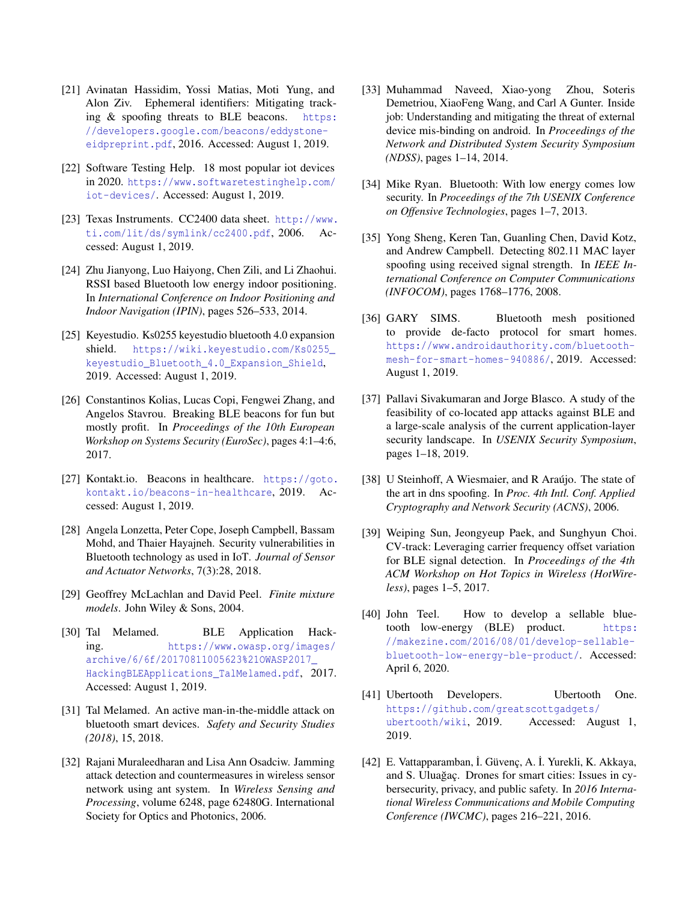[21] Avinatan Hassidim, Yossi Matias, Moti Yung, and Alon Ziv. Ephemeral identifiers: Mitigating tracking & spoofing threats to BLE beacons. https://developers.google.com/beacons/eddystone-eidpreprint.pdf, 2016. Accessed: August 1, 2019.

[22] Software Testing Help. 18 most popular iot devices in 2020. https://www.softwaretestinghelp.com/iot-devices/. Accessed: August 1, 2019.

[23] Texas Instruments. CC2400 data sheet. http://www.ti.com/lit/ds/symlink/cc2400.pdf, 2006. Accessed: August 1, 2019.

[24] Zhu Jianyong, Luo Haiyong, Chen Zili, and Li Zhaohui. RSSI based Bluetooth low energy indoor positioning. In *International Conference on Indoor Positioning and Indoor Navigation (IPIN)*, pages 526–533, 2014.

[25] Keyestudio. Ks0255 keyestudio bluetooth 4.0 expansion shield. https://wiki.keyestudio.com/Ks0255_keyestudio_Bluetooth_4.0_Expansion_Shield, 2019. Accessed: August 1, 2019.

[26] Constantinos Kolias, Lucas Copi, Fengwei Zhang, and Angelos Stavrou. Breaking BLE beacons for fun but mostly profit. In *Proceedings of the 10th European Workshop on Systems Security (EuroSec)*, pages 4:1–4:6, 2017.

[27] Kontakt.io. Beacons in healthcare. https://goto.kontakt.io/beacons-in-healthcare, 2019. Accessed: August 1, 2019.

[28] Angela Lonzetta, Peter Cope, Joseph Campbell, Bassam Mohd, and Thaier Hayajneh. Security vulnerabilities in Bluetooth technology as used in IoT. *Journal of Sensor and Actuator Networks*, 7(3):28, 2018.

[29] Geoffrey McLachlan and David Peel. *Finite mixture models*. John Wiley & Sons, 2004.

[30] Tal Melamed. BLE Application Hacking. https://www.owasp.org/images/archive/6/6f/20170811005623%21OWASP2017_HackingBLEApplications_TalMelamed.pdf, 2017. Accessed: August 1, 2019.

[31] Tal Melamed. An active man-in-the-middle attack on bluetooth smart devices. *Safety and Security Studies (2018)*, 15, 2018.

[32] Rajani Muraleedharan and Lisa Ann Osadciw. Jamming attack detection and countermeasures in wireless sensor network using ant system. In *Wireless Sensing and Processing*, volume 6248, page 62480G. International Society for Optics and Photonics, 2006.

[33] Muhammad Naveed, Xiao-yong Zhou, Soteris Demetriou, XiaoFeng Wang, and Carl A Gunter. Inside job: Understanding and mitigating the threat of external device mis-binding on android. In *Proceedings of the Network and Distributed System Security Symposium (NDSS)*, pages 1–14, 2014.

[34] Mike Ryan. Bluetooth: With low energy comes low security. In *Proceedings of the 7th USENIX Conference on Offensive Technologies*, pages 1–7, 2013.

[35] Yong Sheng, Keren Tan, Guanling Chen, David Kotz, and Andrew Campbell. Detecting 802.11 MAC layer spoofing using received signal strength. In *IEEE International Conference on Computer Communications (INFOCOM)*, pages 1768–1776, 2008.

[36] GARY SIMS. Bluetooth mesh positioned to provide de-facto protocol for smart homes. https://www.androidauthority.com/bluetooth-mesh-for-smart-homes-940886/, 2019. Accessed: August 1, 2019.

[37] Pallavi Sivakumaran and Jorge Blasco. A study of the feasibility of co-located app attacks against BLE and a large-scale analysis of the current application-layer security landscape. In *USENIX Security Symposium*, pages 1–18, 2019.

[38] U Steinhoff, A Wiesmaier, and R Araújo. The state of the art in dns spoofing. In *Proc. 4th Intl. Conf. Applied Cryptography and Network Security (ACNS)*, 2006.

[39] Weiping Sun, Jeongyeup Paek, and Sunghyun Choi. CV-track: Leveraging carrier frequency offset variation for BLE signal detection. In *Proceedings of the 4th ACM Workshop on Hot Topics in Wireless (HotWireless)*, pages 1–5, 2017.

[40] John Teel. How to develop a sellable bluetooth low-energy (BLE) product. https://makezine.com/2016/08/01/develop-sellable-bluetooth-low-energy-ble-product/. Accessed: April 6, 2020.

[41] Ubertooth Developers. Ubertooth One. https://github.com/greatscottgadgets/ubertooth/wiki, 2019. Accessed: August 1, 2019.

[42] E. Vattapparamban, İ. Güvenç, A. İ. Yurekli, K. Akkaya, and S. Uluağaç. Drones for smart cities: Issues in cybersecurity, privacy, and public safety. In *2016 International Wireless Communications and Mobile Computing Conference (IWCMC)*, pages 216–221, 2016.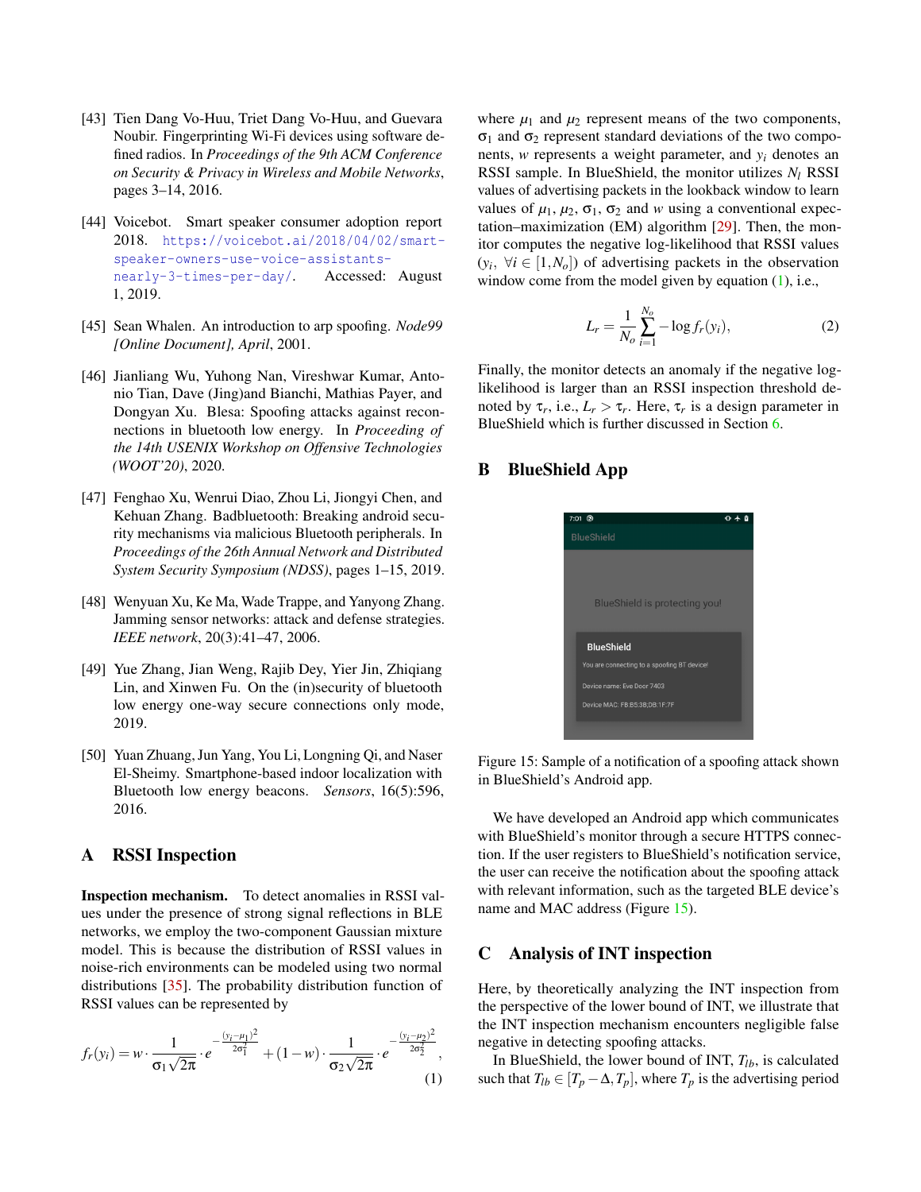[43] Tien Dang Vo-Huu, Triet Dang Vo-Huu, and Guevara Noubir. Fingerprinting Wi-Fi devices using software defined radios. In *Proceedings of the 9th ACM Conference on Security & Privacy in Wireless and Mobile Networks*, pages 3–14, 2016.

[44] Voicebot. Smart speaker consumer adoption report 2018. https://voicebot.ai/2018/04/02/smart-speaker-owners-use-voice-assistants-nearly-3-times-per-day/. Accessed: August 1, 2019.

[45] Sean Whalen. An introduction to arp spoofing. *Node99 [Online Document], April*, 2001.

[46] Jianliang Wu, Yuhong Nan, Vireshwar Kumar, Antonio Tian, Dave (Jing)and Bianchi, Mathias Payer, and Dongyan Xu. Blesa: Spoofing attacks against reconnections in bluetooth low energy. In *Proceeding of the 14th USENIX Workshop on Offensive Technologies (WOOT'20)*, 2020.

[47] Fenghao Xu, Wenrui Diao, Zhou Li, Jiongyi Chen, and Kehuan Zhang. Badbluetooth: Breaking android security mechanisms via malicious Bluetooth peripherals. In *Proceedings of the 26th Annual Network and Distributed System Security Symposium (NDSS)*, pages 1–15, 2019.

[48] Wenyuan Xu, Ke Ma, Wade Trappe, and Yanyong Zhang. Jamming sensor networks: attack and defense strategies. *IEEE network*, 20(3):41–47, 2006.

[49] Yue Zhang, Jian Weng, Rajib Dey, Yier Jin, Zhiqiang Lin, and Xinwen Fu. On the (in)security of bluetooth low energy one-way secure connections only mode, 2019.

[50] Yuan Zhuang, Jun Yang, You Li, Longning Qi, and Naser El-Sheimy. Smartphone-based indoor localization with Bluetooth low energy beacons. *Sensors*, 16(5):596, 2016.

## A RSSI Inspection

**Inspection mechanism.** To detect anomalies in RSSI values under the presence of strong signal reflections in BLE networks, we employ the two-component Gaussian mixture model. This is because the distribution of RSSI values in noise-rich environments can be modeled using two normal distributions [35]. The probability distribution function of RSSI values can be represented by

$$f_r(y_i) = w \cdot \frac{1}{\sigma_1\sqrt{2\pi}} \cdot e^{-\frac{(y_i-\mu_1)^2}{2\sigma_1^2}} + (1-w) \cdot \frac{1}{\sigma_2\sqrt{2\pi}} \cdot e^{-\frac{(y_i-\mu_2)^2}{2\sigma_2^2}}, \quad (1)$$

where $\mu_1$ and $\mu_2$ represent means of the two components, $\sigma_1$ and $\sigma_2$ represent standard deviations of the two components, $w$ represents a weight parameter, and $y_i$ denotes an RSSI sample. In BlueShield, the monitor utilizes $N_l$ RSSI values of advertising packets in the lookback window to learn values of $\mu_1$, $\mu_2$, $\sigma_1$, $\sigma_2$ and $w$ using a conventional expectation–maximization (EM) algorithm [29]. Then, the monitor computes the negative log-likelihood that RSSI values ($y_i$, $\forall i \in [1, N_o]$) of advertising packets in the observation window come from the model given by equation (1), i.e.,

$$L_r = \frac{1}{N_o} \sum_{i=1}^{N_o} -\log f_r(y_i), \quad (2)$$

Finally, the monitor detects an anomaly if the negative log-likelihood is larger than an RSSI inspection threshold denoted by $\tau_r$, i.e., $L_r > \tau_r$. Here, $\tau_r$ is a design parameter in BlueShield which is further discussed in Section 6.

## B BlueShield App

Figure 15: Sample of a notification of a spoofing attack shown in BlueShield's Android app.

We have developed an Android app which communicates with BlueShield's monitor through a secure HTTPS connection. If the user registers to BlueShield's notification service, the user can receive the notification about the spoofing attack with relevant information, such as the targeted BLE device's name and MAC address (Figure 15).

## C Analysis of INT inspection

Here, by theoretically analyzing the INT inspection from the perspective of the lower bound of INT, we illustrate that the INT inspection mechanism encounters negligible false negative in detecting spoofing attacks.

In BlueShield, the lower bound of INT, $T_{lb}$, is calculated such that $T_{lb} \in [T_p - \Delta, T_p]$, where $T_p$ is the advertising period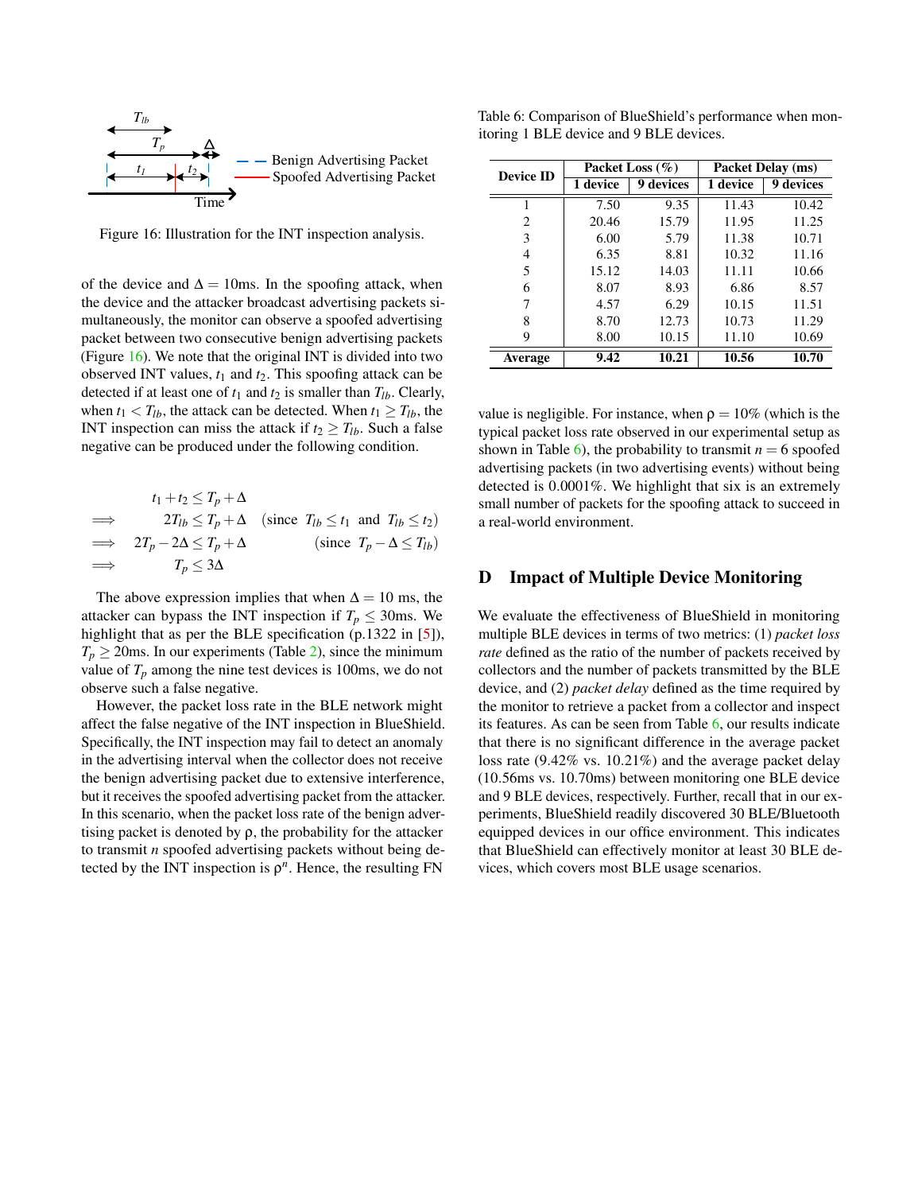$T_{lb}$

$T_p$

$\Delta$

$t_1$

$t_2$

Benign Advertising Packet

Spoofed Advertising Packet

Time

Figure 16: Illustration for the INT inspection analysis.

of the device and $\Delta = 10$ms. In the spoofing attack, when the device and the attacker broadcast advertising packets simultaneously, the monitor can observe a spoofed advertising packet between two consecutive benign advertising packets (Figure 16). We note that the original INT is divided into two observed INT values, $t_1$ and $t_2$. This spoofing attack can be detected if at least one of $t_1$ and $t_2$ is smaller than $T_{lb}$. Clearly, when $t_1 < T_{lb}$, the attack can be detected. When $t_1 \geq T_{lb}$, the INT inspection can miss the attack if $t_2 \geq T_{lb}$. Such a false negative can be produced under the following condition.

$$
\begin{aligned}
& t_1 + t_2 \leq T_p + \Delta \\
\implies \quad & 2T_{lb} \leq T_p + \Delta \quad (\text{since } T_{lb} \leq t_1 \text{ and } T_{lb} \leq t_2) \\
\implies \quad & 2T_p - 2\Delta \leq T_p + \Delta \quad (\text{since } T_p - \Delta \leq T_{lb}) \\
\implies \quad & T_p \leq 3\Delta
\end{aligned}
$$

The above expression implies that when $\Delta = 10$ ms, the attacker can bypass the INT inspection if $T_p \leq 30$ms. We highlight that as per the BLE specification (p.1322 in [5]), $T_p \geq 20$ms. In our experiments (Table 2), since the minimum value of $T_p$ among the nine test devices is 100ms, we do not observe such a false negative.

However, the packet loss rate in the BLE network might affect the false negative of the INT inspection in BlueShield. Specifically, the INT inspection may fail to detect an anomaly in the advertising interval when the collector does not receive the benign advertising packet due to extensive interference, but it receives the spoofed advertising packet from the attacker. In this scenario, when the packet loss rate of the benign advertising packet is denoted by $\rho$, the probability for the attacker to transmit $n$ spoofed advertising packets without being detected by the INT inspection is $\rho^n$. Hence, the resulting FN value is negligible. For instance, when $\rho = 10\%$ (which is the typical packet loss rate observed in our experimental setup as shown in Table 6), the probability to transmit $n = 6$ spoofed advertising packets (in two advertising events) without being detected is 0.0001%. We highlight that six is an extremely small number of packets for the spoofing attack to succeed in a real-world environment.

Table 6: Comparison of BlueShield's performance when monitoring 1 BLE device and 9 BLE devices.

| Device ID | Packet Loss (%) | | Packet Delay (ms) | |
|---|---|---|---|---|
| | 1 device | 9 devices | 1 device | 9 devices |
| 1 | 7.50 | 9.35 | 11.43 | 10.42 |
| 2 | 20.46 | 15.79 | 11.95 | 11.25 |
| 3 | 6.00 | 5.79 | 11.38 | 10.71 |
| 4 | 6.35 | 8.81 | 10.32 | 11.16 |
| 5 | 15.12 | 14.03 | 11.11 | 10.66 |
| 6 | 8.07 | 8.93 | 6.86 | 8.57 |
| 7 | 4.57 | 6.29 | 10.15 | 11.51 |
| 8 | 8.70 | 12.73 | 10.73 | 11.29 |
| 9 | 8.00 | 10.15 | 11.10 | 10.69 |
| **Average** | **9.42** | **10.21** | **10.56** | **10.70** |

## D Impact of Multiple Device Monitoring

We evaluate the effectiveness of BlueShield in monitoring multiple BLE devices in terms of two metrics: (1) *packet loss rate* defined as the ratio of the number of packets received by collectors and the number of packets transmitted by the BLE device, and (2) *packet delay* defined as the time required by the monitor to retrieve a packet from a collector and inspect its features. As can be seen from Table 6, our results indicate that there is no significant difference in the average packet loss rate (9.42% vs. 10.21%) and the average packet delay (10.56ms vs. 10.70ms) between monitoring one BLE device and 9 BLE devices, respectively. Further, recall that in our experiments, BlueShield readily discovered 30 BLE/Bluetooth equipped devices in our office environment. This indicates that BlueShield can effectively monitor at least 30 BLE devices, which covers most BLE usage scenarios.